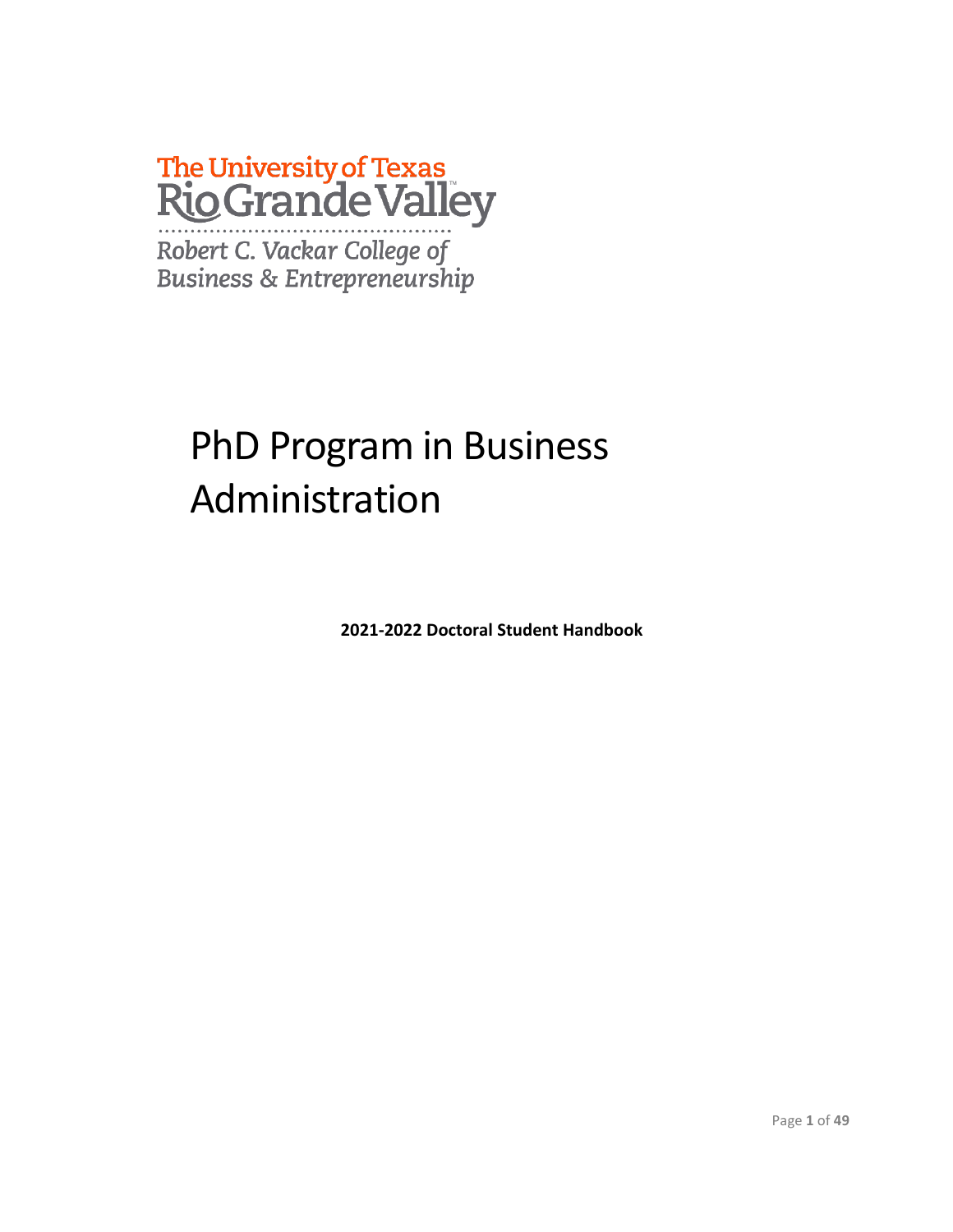The University of Texas
Rio Grande Valley

*Robert C. Vackar College of*
*Business & Entrepreneurship*

# PhD Program in Business Administration

**2021-2022 Doctoral Student Handbook**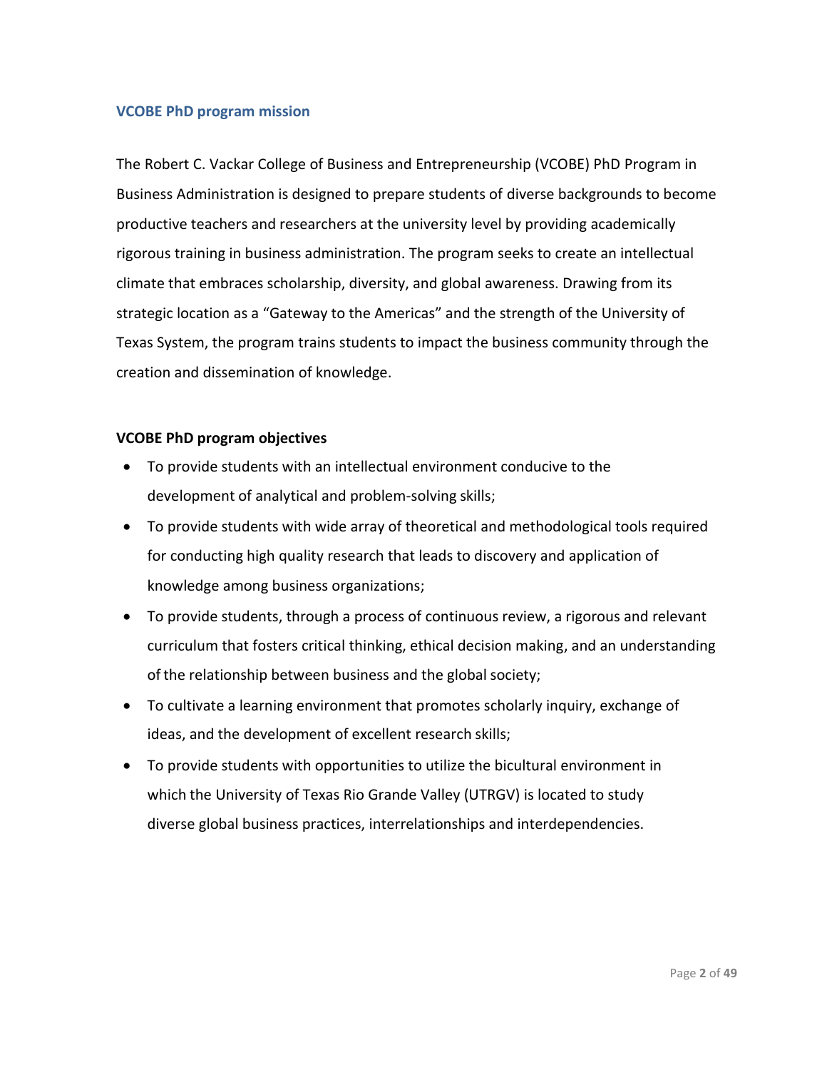## VCOBE PhD program mission

The Robert C. Vackar College of Business and Entrepreneurship (VCOBE) PhD Program in Business Administration is designed to prepare students of diverse backgrounds to become productive teachers and researchers at the university level by providing academically rigorous training in business administration. The program seeks to create an intellectual climate that embraces scholarship, diversity, and global awareness. Drawing from its strategic location as a "Gateway to the Americas" and the strength of the University of Texas System, the program trains students to impact the business community through the creation and dissemination of knowledge.

### VCOBE PhD program objectives

- To provide students with an intellectual environment conducive to the development of analytical and problem-solving skills;
- To provide students with wide array of theoretical and methodological tools required for conducting high quality research that leads to discovery and application of knowledge among business organizations;
- To provide students, through a process of continuous review, a rigorous and relevant curriculum that fosters critical thinking, ethical decision making, and an understanding of the relationship between business and the global society;
- To cultivate a learning environment that promotes scholarly inquiry, exchange of ideas, and the development of excellent research skills;
- To provide students with opportunities to utilize the bicultural environment in which the University of Texas Rio Grande Valley (UTRGV) is located to study diverse global business practices, interrelationships and interdependencies.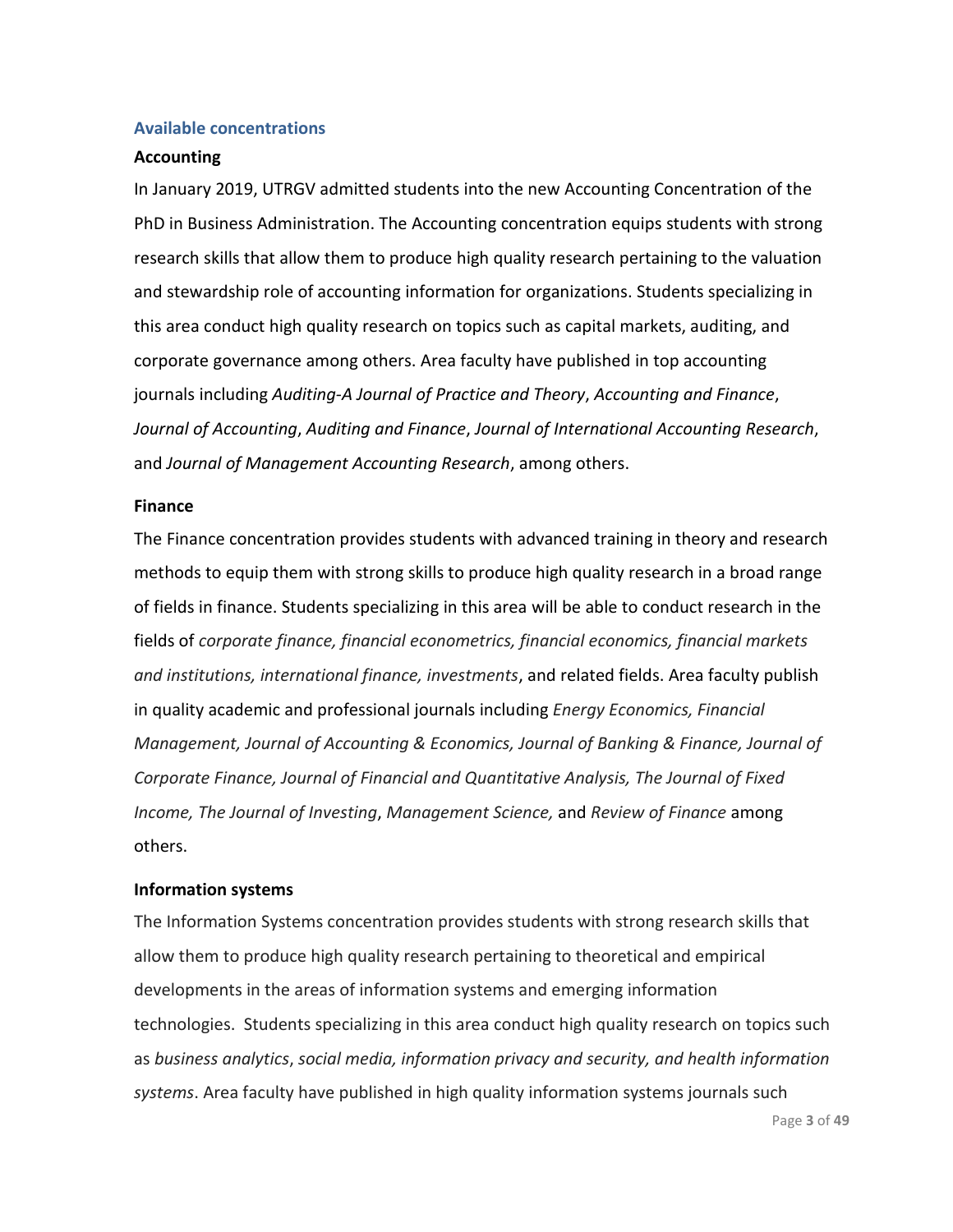## Available concentrations

### Accounting

In January 2019, UTRGV admitted students into the new Accounting Concentration of the PhD in Business Administration. The Accounting concentration equips students with strong research skills that allow them to produce high quality research pertaining to the valuation and stewardship role of accounting information for organizations. Students specializing in this area conduct high quality research on topics such as capital markets, auditing, and corporate governance among others. Area faculty have published in top accounting journals including *Auditing-A Journal of Practice and Theory*, *Accounting and Finance*, *Journal of Accounting*, *Auditing and Finance*, *Journal of International Accounting Research*, and *Journal of Management Accounting Research*, among others.

### Finance

The Finance concentration provides students with advanced training in theory and research methods to equip them with strong skills to produce high quality research in a broad range of fields in finance. Students specializing in this area will be able to conduct research in the fields of *corporate finance, financial econometrics, financial economics, financial markets and institutions, international finance, investments*, and related fields. Area faculty publish in quality academic and professional journals including *Energy Economics, Financial Management, Journal of Accounting & Economics, Journal of Banking & Finance, Journal of Corporate Finance, Journal of Financial and Quantitative Analysis, The Journal of Fixed Income, The Journal of Investing*, *Management Science,* and *Review of Finance* among others.

### Information systems

The Information Systems concentration provides students with strong research skills that allow them to produce high quality research pertaining to theoretical and empirical developments in the areas of information systems and emerging information technologies. Students specializing in this area conduct high quality research on topics such as *business analytics*, *social media, information privacy and security, and health information systems*. Area faculty have published in high quality information systems journals such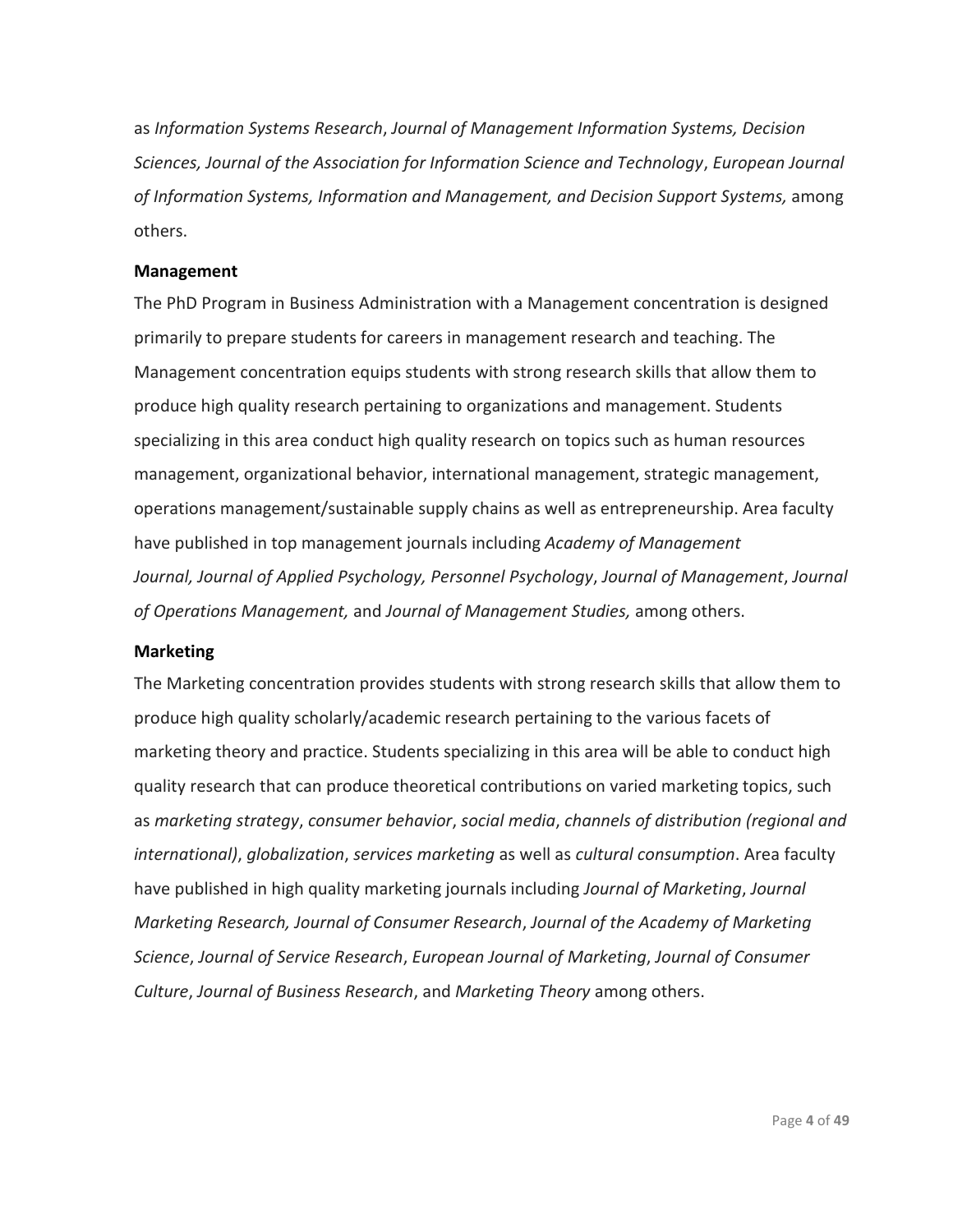as *Information Systems Research*, *Journal of Management Information Systems, Decision Sciences, Journal of the Association for Information Science and Technology*, *European Journal of Information Systems, Information and Management, and Decision Support Systems,* among others.

**Management**

The PhD Program in Business Administration with a Management concentration is designed primarily to prepare students for careers in management research and teaching. The Management concentration equips students with strong research skills that allow them to produce high quality research pertaining to organizations and management. Students specializing in this area conduct high quality research on topics such as human resources management, organizational behavior, international management, strategic management, operations management/sustainable supply chains as well as entrepreneurship. Area faculty have published in top management journals including *Academy of Management Journal, Journal of Applied Psychology, Personnel Psychology*, *Journal of Management*, *Journal of Operations Management,* and *Journal of Management Studies,* among others.

**Marketing**

The Marketing concentration provides students with strong research skills that allow them to produce high quality scholarly/academic research pertaining to the various facets of marketing theory and practice. Students specializing in this area will be able to conduct high quality research that can produce theoretical contributions on varied marketing topics, such as *marketing strategy*, *consumer behavior*, *social media*, *channels of distribution (regional and international)*, *globalization*, *services marketing* as well as *cultural consumption*. Area faculty have published in high quality marketing journals including *Journal of Marketing*, *Journal Marketing Research, Journal of Consumer Research*, *Journal of the Academy of Marketing Science*, *Journal of Service Research*, *European Journal of Marketing*, *Journal of Consumer Culture*, *Journal of Business Research*, and *Marketing Theory* among others.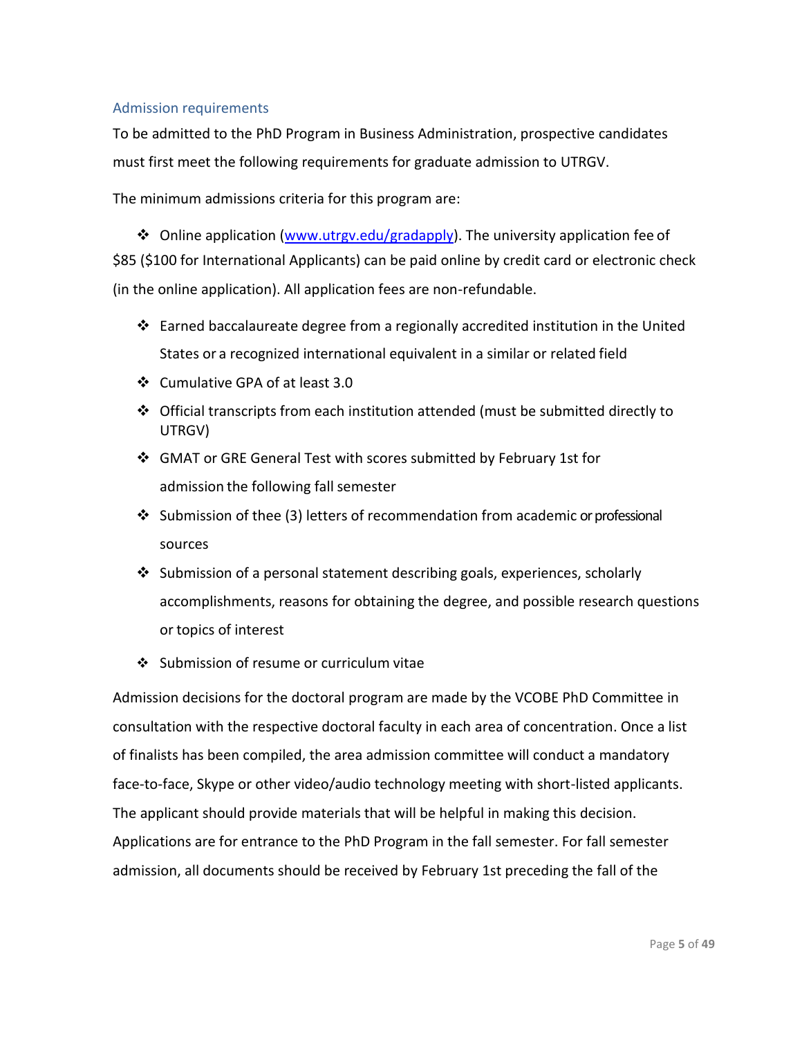## Admission requirements

To be admitted to the PhD Program in Business Administration, prospective candidates must first meet the following requirements for graduate admission to UTRGV.

The minimum admissions criteria for this program are:

- Online application ([www.utrgv.edu/gradapply](www.utrgv.edu/gradapply)). The university application fee of $85 ($100 for International Applicants) can be paid online by credit card or electronic check (in the online application). All application fees are non-refundable.
- Earned baccalaureate degree from a regionally accredited institution in the United States or a recognized international equivalent in a similar or related field
- Cumulative GPA of at least 3.0
- Official transcripts from each institution attended (must be submitted directly to UTRGV)
- GMAT or GRE General Test with scores submitted by February 1st for admission the following fall semester
- Submission of thee (3) letters of recommendation from academic or professional sources
- Submission of a personal statement describing goals, experiences, scholarly accomplishments, reasons for obtaining the degree, and possible research questions or topics of interest
- Submission of resume or curriculum vitae

Admission decisions for the doctoral program are made by the VCOBE PhD Committee in consultation with the respective doctoral faculty in each area of concentration. Once a list of finalists has been compiled, the area admission committee will conduct a mandatory face-to-face, Skype or other video/audio technology meeting with short-listed applicants. The applicant should provide materials that will be helpful in making this decision. Applications are for entrance to the PhD Program in the fall semester. For fall semester admission, all documents should be received by February 1st preceding the fall of the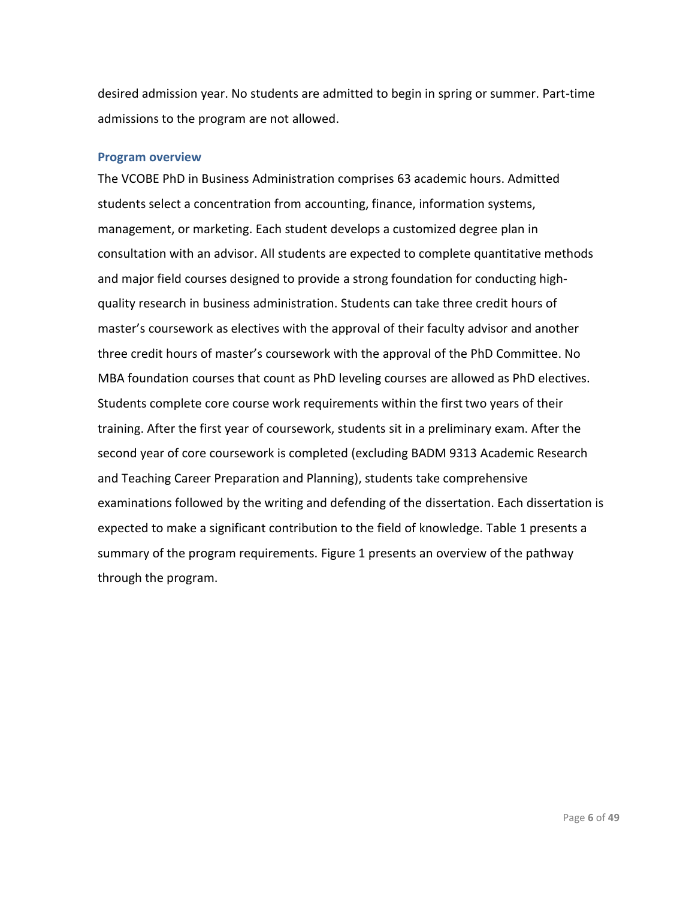desired admission year. No students are admitted to begin in spring or summer. Part-time admissions to the program are not allowed.

## Program overview

The VCOBE PhD in Business Administration comprises 63 academic hours. Admitted students select a concentration from accounting, finance, information systems, management, or marketing. Each student develops a customized degree plan in consultation with an advisor. All students are expected to complete quantitative methods and major field courses designed to provide a strong foundation for conducting high-quality research in business administration. Students can take three credit hours of master's coursework as electives with the approval of their faculty advisor and another three credit hours of master's coursework with the approval of the PhD Committee. No MBA foundation courses that count as PhD leveling courses are allowed as PhD electives. Students complete core course work requirements within the first two years of their training. After the first year of coursework, students sit in a preliminary exam. After the second year of core coursework is completed (excluding BADM 9313 Academic Research and Teaching Career Preparation and Planning), students take comprehensive examinations followed by the writing and defending of the dissertation. Each dissertation is expected to make a significant contribution to the field of knowledge. Table 1 presents a summary of the program requirements. Figure 1 presents an overview of the pathway through the program.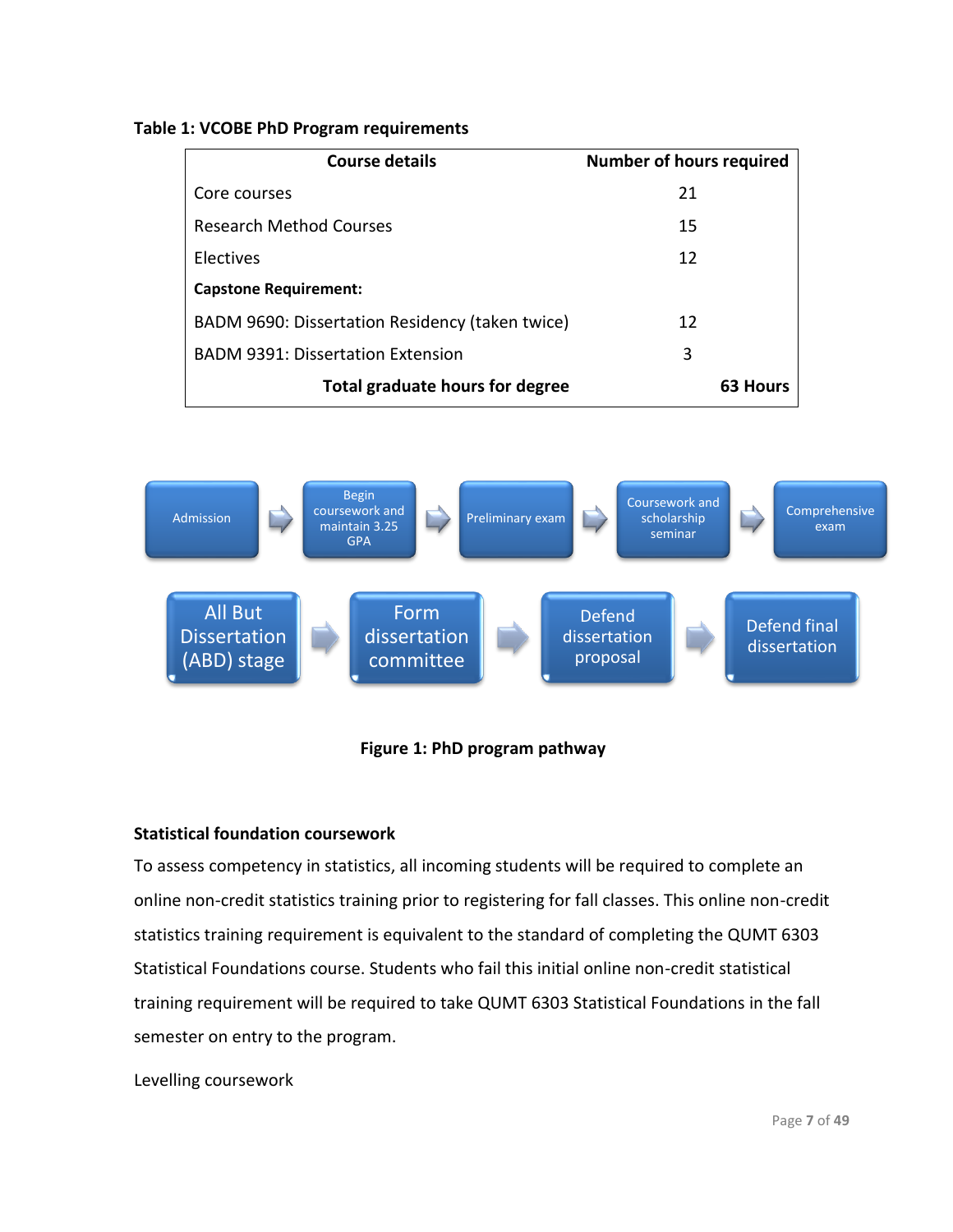**Table 1: VCOBE PhD Program requirements**

| Course details | Number of hours required |
|---|---|
| Core courses | 21 |
| Research Method Courses | 15 |
| Electives | 12 |
| **Capstone Requirement:** | |
| BADM 9690: Dissertation Residency (taken twice) | 12 |
| BADM 9391: Dissertation Extension | 3 |
| **Total graduate hours for degree** | **63 Hours** |

Admission → Begin coursework and maintain 3.25 GPA → Preliminary exam → Coursework and scholarship seminar → Comprehensive exam

All But Dissertation (ABD) stage → Form dissertation committee → Defend dissertation proposal → Defend final dissertation

**Figure 1: PhD program pathway**

**Statistical foundation coursework**

To assess competency in statistics, all incoming students will be required to complete an online non-credit statistics training prior to registering for fall classes. This online non-credit statistics training requirement is equivalent to the standard of completing the QUMT 6303 Statistical Foundations course. Students who fail this initial online non-credit statistical training requirement will be required to take QUMT 6303 Statistical Foundations in the fall semester on entry to the program.

Levelling coursework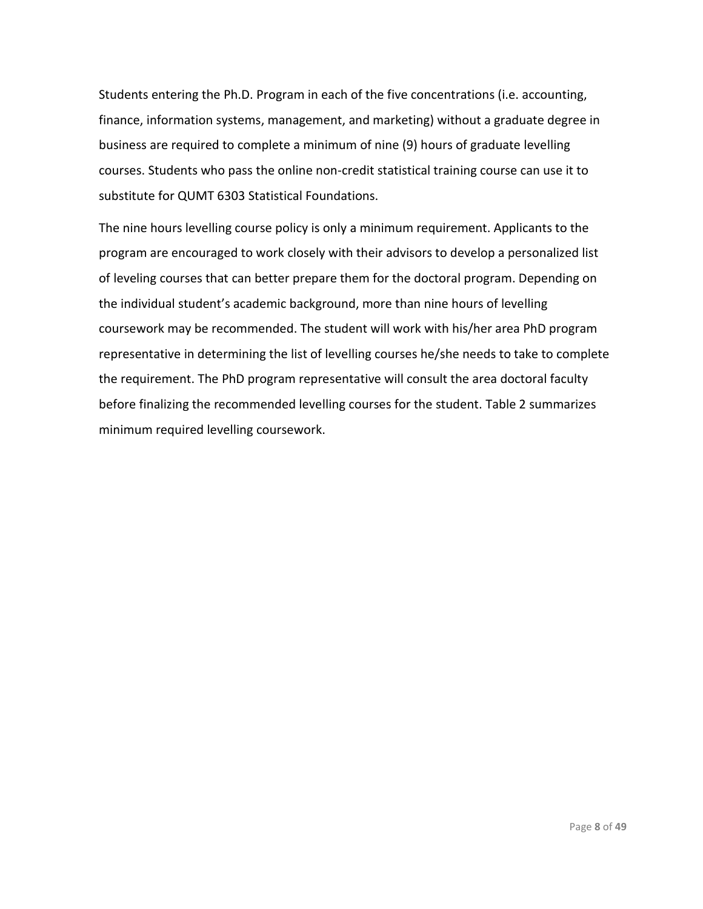Students entering the Ph.D. Program in each of the five concentrations (i.e. accounting, finance, information systems, management, and marketing) without a graduate degree in business are required to complete a minimum of nine (9) hours of graduate levelling courses. Students who pass the online non-credit statistical training course can use it to substitute for QUMT 6303 Statistical Foundations.

The nine hours levelling course policy is only a minimum requirement. Applicants to the program are encouraged to work closely with their advisors to develop a personalized list of leveling courses that can better prepare them for the doctoral program. Depending on the individual student's academic background, more than nine hours of levelling coursework may be recommended. The student will work with his/her area PhD program representative in determining the list of levelling courses he/she needs to take to complete the requirement. The PhD program representative will consult the area doctoral faculty before finalizing the recommended levelling courses for the student. Table 2 summarizes minimum required levelling coursework.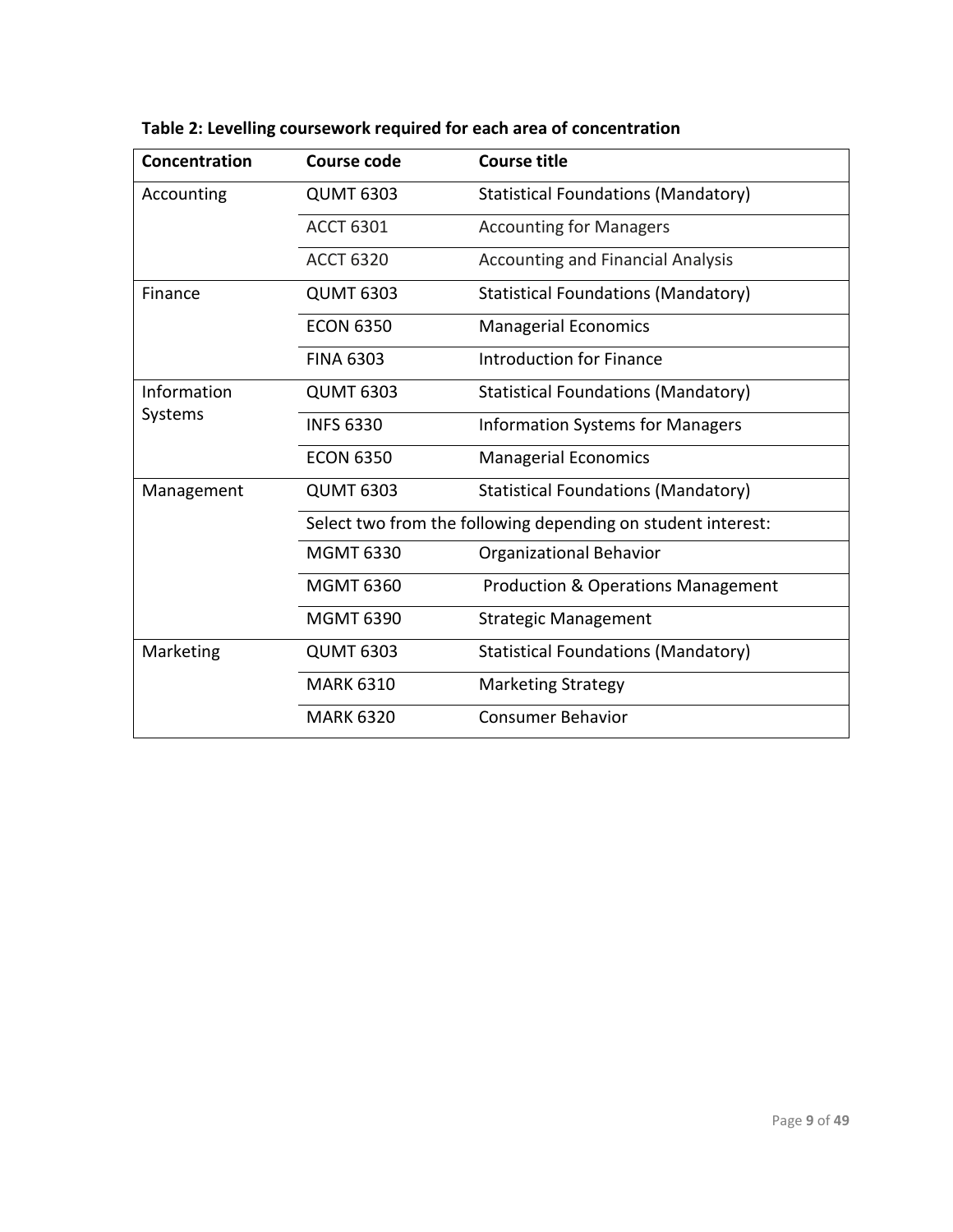**Table 2: Levelling coursework required for each area of concentration**

| Concentration | Course code | Course title |
| --- | --- | --- |
| Accounting | QUMT 6303 | Statistical Foundations (Mandatory) |
| | ACCT 6301 | Accounting for Managers |
| | ACCT 6320 | Accounting and Financial Analysis |
| Finance | QUMT 6303 | Statistical Foundations (Mandatory) |
| | ECON 6350 | Managerial Economics |
| | FINA 6303 | Introduction for Finance |
| Information Systems | QUMT 6303 | Statistical Foundations (Mandatory) |
| | INFS 6330 | Information Systems for Managers |
| | ECON 6350 | Managerial Economics |
| Management | QUMT 6303 | Statistical Foundations (Mandatory) |
| | Select two from the following depending on student interest: | |
| | MGMT 6330 | Organizational Behavior |
| | MGMT 6360 | Production & Operations Management |
| | MGMT 6390 | Strategic Management |
| Marketing | QUMT 6303 | Statistical Foundations (Mandatory) |
| | MARK 6310 | Marketing Strategy |
| | MARK 6320 | Consumer Behavior |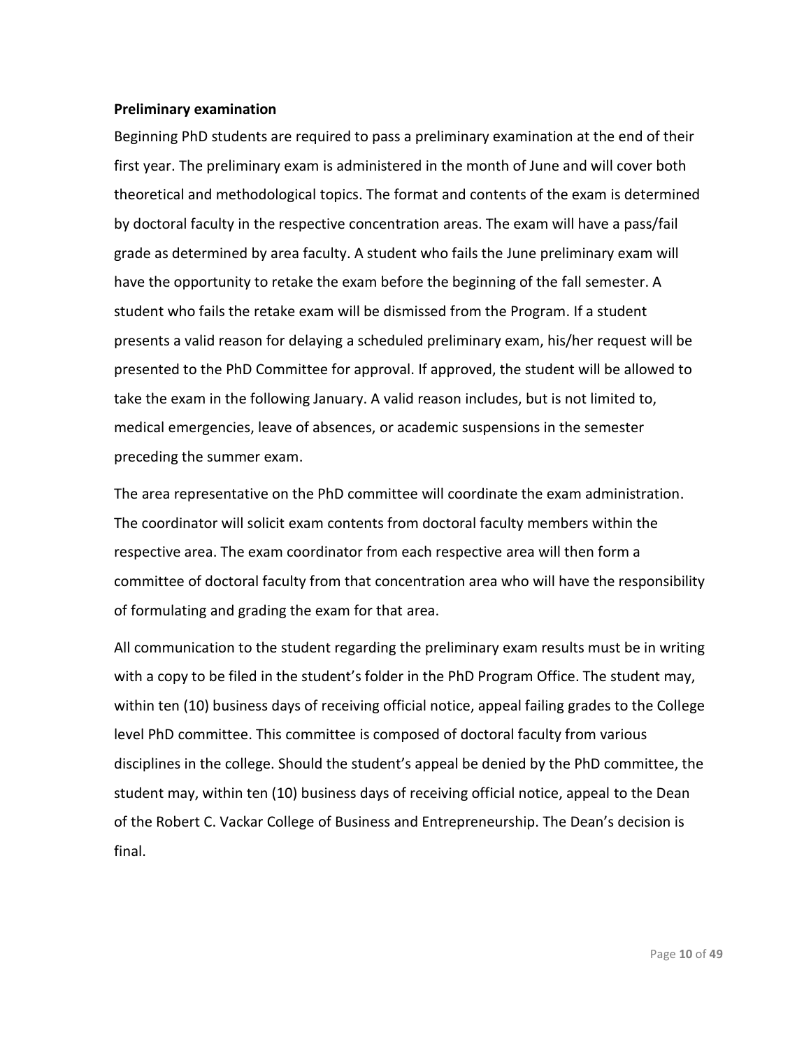**Preliminary examination**

Beginning PhD students are required to pass a preliminary examination at the end of their first year. The preliminary exam is administered in the month of June and will cover both theoretical and methodological topics. The format and contents of the exam is determined by doctoral faculty in the respective concentration areas. The exam will have a pass/fail grade as determined by area faculty. A student who fails the June preliminary exam will have the opportunity to retake the exam before the beginning of the fall semester. A student who fails the retake exam will be dismissed from the Program. If a student presents a valid reason for delaying a scheduled preliminary exam, his/her request will be presented to the PhD Committee for approval. If approved, the student will be allowed to take the exam in the following January. A valid reason includes, but is not limited to, medical emergencies, leave of absences, or academic suspensions in the semester preceding the summer exam.

The area representative on the PhD committee will coordinate the exam administration. The coordinator will solicit exam contents from doctoral faculty members within the respective area. The exam coordinator from each respective area will then form a committee of doctoral faculty from that concentration area who will have the responsibility of formulating and grading the exam for that area.

All communication to the student regarding the preliminary exam results must be in writing with a copy to be filed in the student's folder in the PhD Program Office. The student may, within ten (10) business days of receiving official notice, appeal failing grades to the College level PhD committee. This committee is composed of doctoral faculty from various disciplines in the college. Should the student's appeal be denied by the PhD committee, the student may, within ten (10) business days of receiving official notice, appeal to the Dean of the Robert C. Vackar College of Business and Entrepreneurship. The Dean's decision is final.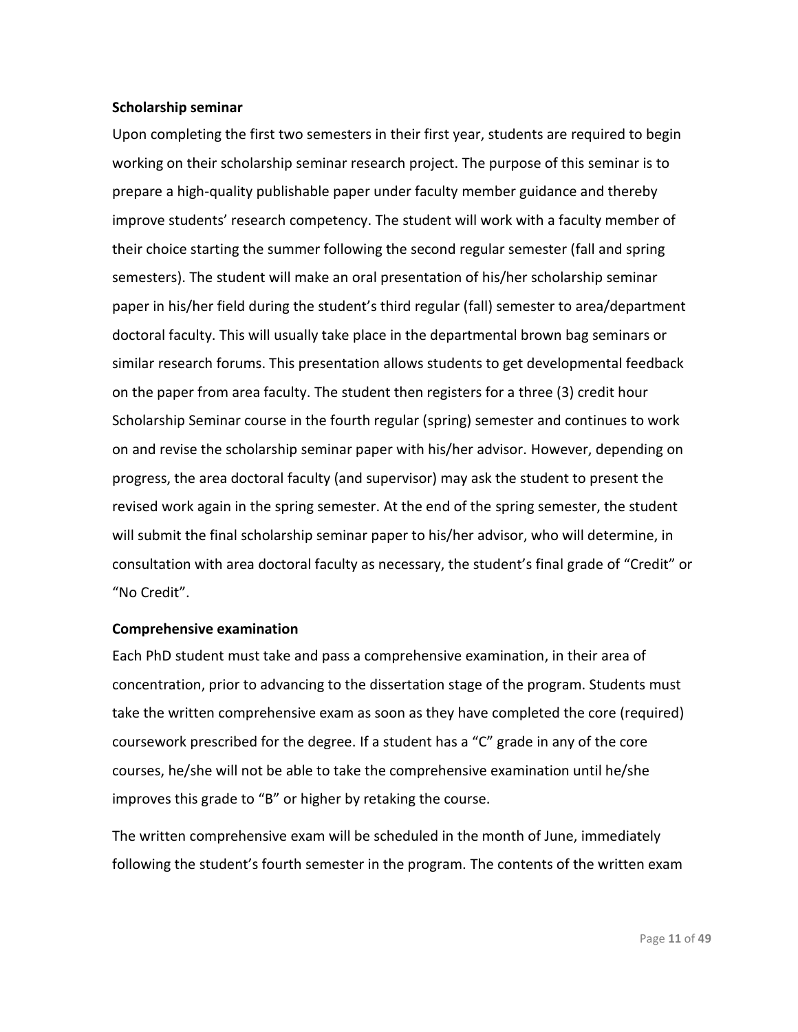**Scholarship seminar**

Upon completing the first two semesters in their first year, students are required to begin working on their scholarship seminar research project. The purpose of this seminar is to prepare a high-quality publishable paper under faculty member guidance and thereby improve students' research competency. The student will work with a faculty member of their choice starting the summer following the second regular semester (fall and spring semesters). The student will make an oral presentation of his/her scholarship seminar paper in his/her field during the student's third regular (fall) semester to area/department doctoral faculty. This will usually take place in the departmental brown bag seminars or similar research forums. This presentation allows students to get developmental feedback on the paper from area faculty. The student then registers for a three (3) credit hour Scholarship Seminar course in the fourth regular (spring) semester and continues to work on and revise the scholarship seminar paper with his/her advisor. However, depending on progress, the area doctoral faculty (and supervisor) may ask the student to present the revised work again in the spring semester. At the end of the spring semester, the student will submit the final scholarship seminar paper to his/her advisor, who will determine, in consultation with area doctoral faculty as necessary, the student's final grade of "Credit" or "No Credit".

**Comprehensive examination**

Each PhD student must take and pass a comprehensive examination, in their area of concentration, prior to advancing to the dissertation stage of the program. Students must take the written comprehensive exam as soon as they have completed the core (required) coursework prescribed for the degree. If a student has a "C" grade in any of the core courses, he/she will not be able to take the comprehensive examination until he/she improves this grade to "B" or higher by retaking the course.

The written comprehensive exam will be scheduled in the month of June, immediately following the student's fourth semester in the program. The contents of the written exam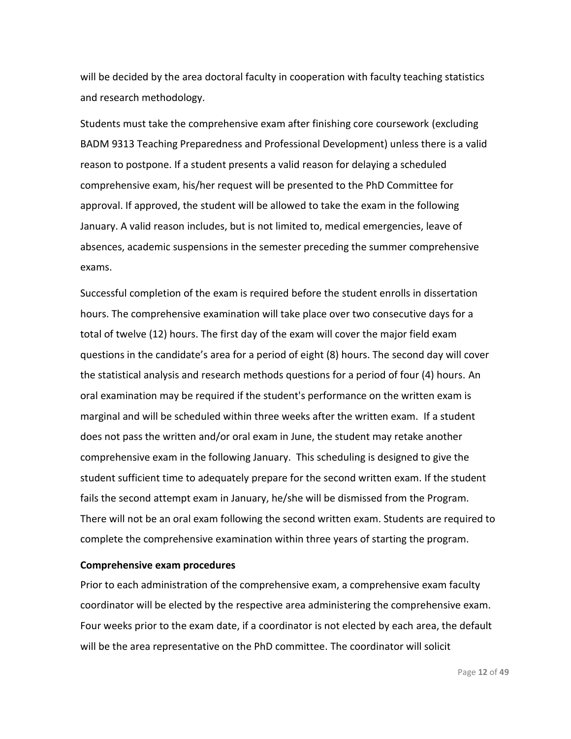will be decided by the area doctoral faculty in cooperation with faculty teaching statistics and research methodology.

Students must take the comprehensive exam after finishing core coursework (excluding BADM 9313 Teaching Preparedness and Professional Development) unless there is a valid reason to postpone. If a student presents a valid reason for delaying a scheduled comprehensive exam, his/her request will be presented to the PhD Committee for approval. If approved, the student will be allowed to take the exam in the following January. A valid reason includes, but is not limited to, medical emergencies, leave of absences, academic suspensions in the semester preceding the summer comprehensive exams.

Successful completion of the exam is required before the student enrolls in dissertation hours. The comprehensive examination will take place over two consecutive days for a total of twelve (12) hours. The first day of the exam will cover the major field exam questions in the candidate's area for a period of eight (8) hours. The second day will cover the statistical analysis and research methods questions for a period of four (4) hours. An oral examination may be required if the student's performance on the written exam is marginal and will be scheduled within three weeks after the written exam. If a student does not pass the written and/or oral exam in June, the student may retake another comprehensive exam in the following January. This scheduling is designed to give the student sufficient time to adequately prepare for the second written exam. If the student fails the second attempt exam in January, he/she will be dismissed from the Program. There will not be an oral exam following the second written exam. Students are required to complete the comprehensive examination within three years of starting the program.

**Comprehensive exam procedures**

Prior to each administration of the comprehensive exam, a comprehensive exam faculty coordinator will be elected by the respective area administering the comprehensive exam. Four weeks prior to the exam date, if a coordinator is not elected by each area, the default will be the area representative on the PhD committee. The coordinator will solicit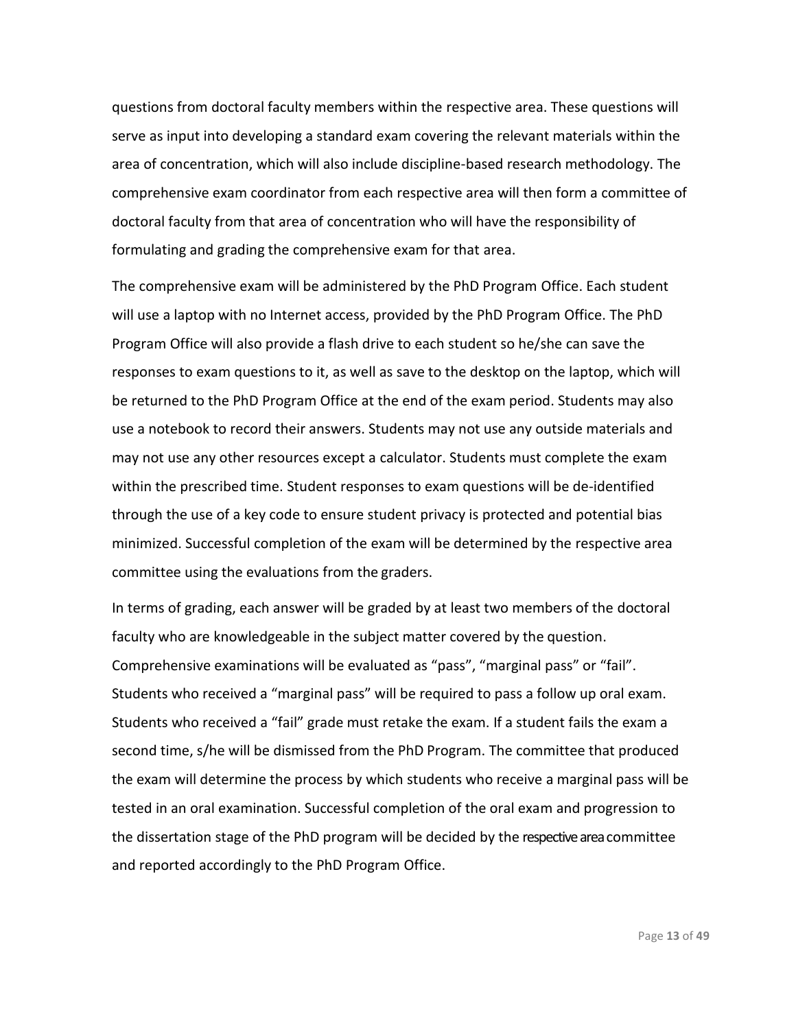questions from doctoral faculty members within the respective area. These questions will serve as input into developing a standard exam covering the relevant materials within the area of concentration, which will also include discipline-based research methodology. The comprehensive exam coordinator from each respective area will then form a committee of doctoral faculty from that area of concentration who will have the responsibility of formulating and grading the comprehensive exam for that area.

The comprehensive exam will be administered by the PhD Program Office. Each student will use a laptop with no Internet access, provided by the PhD Program Office. The PhD Program Office will also provide a flash drive to each student so he/she can save the responses to exam questions to it, as well as save to the desktop on the laptop, which will be returned to the PhD Program Office at the end of the exam period. Students may also use a notebook to record their answers. Students may not use any outside materials and may not use any other resources except a calculator. Students must complete the exam within the prescribed time. Student responses to exam questions will be de-identified through the use of a key code to ensure student privacy is protected and potential bias minimized. Successful completion of the exam will be determined by the respective area committee using the evaluations from the graders.

In terms of grading, each answer will be graded by at least two members of the doctoral faculty who are knowledgeable in the subject matter covered by the question. Comprehensive examinations will be evaluated as "pass", "marginal pass" or "fail". Students who received a "marginal pass" will be required to pass a follow up oral exam. Students who received a "fail" grade must retake the exam. If a student fails the exam a second time, s/he will be dismissed from the PhD Program. The committee that produced the exam will determine the process by which students who receive a marginal pass will be tested in an oral examination. Successful completion of the oral exam and progression to the dissertation stage of the PhD program will be decided by the respective area committee and reported accordingly to the PhD Program Office.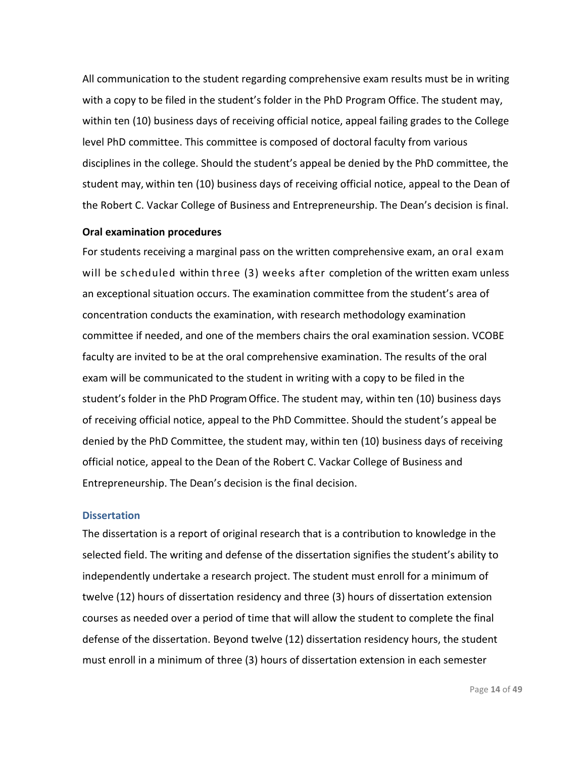All communication to the student regarding comprehensive exam results must be in writing with a copy to be filed in the student's folder in the PhD Program Office. The student may, within ten (10) business days of receiving official notice, appeal failing grades to the College level PhD committee. This committee is composed of doctoral faculty from various disciplines in the college. Should the student's appeal be denied by the PhD committee, the student may, within ten (10) business days of receiving official notice, appeal to the Dean of the Robert C. Vackar College of Business and Entrepreneurship. The Dean's decision is final.

**Oral examination procedures**

For students receiving a marginal pass on the written comprehensive exam, an oral exam will be scheduled within three (3) weeks after completion of the written exam unless an exceptional situation occurs. The examination committee from the student's area of concentration conducts the examination, with research methodology examination committee if needed, and one of the members chairs the oral examination session. VCOBE faculty are invited to be at the oral comprehensive examination. The results of the oral exam will be communicated to the student in writing with a copy to be filed in the student's folder in the PhD Program Office. The student may, within ten (10) business days of receiving official notice, appeal to the PhD Committee. Should the student's appeal be denied by the PhD Committee, the student may, within ten (10) business days of receiving official notice, appeal to the Dean of the Robert C. Vackar College of Business and Entrepreneurship. The Dean's decision is the final decision.

## Dissertation

The dissertation is a report of original research that is a contribution to knowledge in the selected field. The writing and defense of the dissertation signifies the student's ability to independently undertake a research project. The student must enroll for a minimum of twelve (12) hours of dissertation residency and three (3) hours of dissertation extension courses as needed over a period of time that will allow the student to complete the final defense of the dissertation. Beyond twelve (12) dissertation residency hours, the student must enroll in a minimum of three (3) hours of dissertation extension in each semester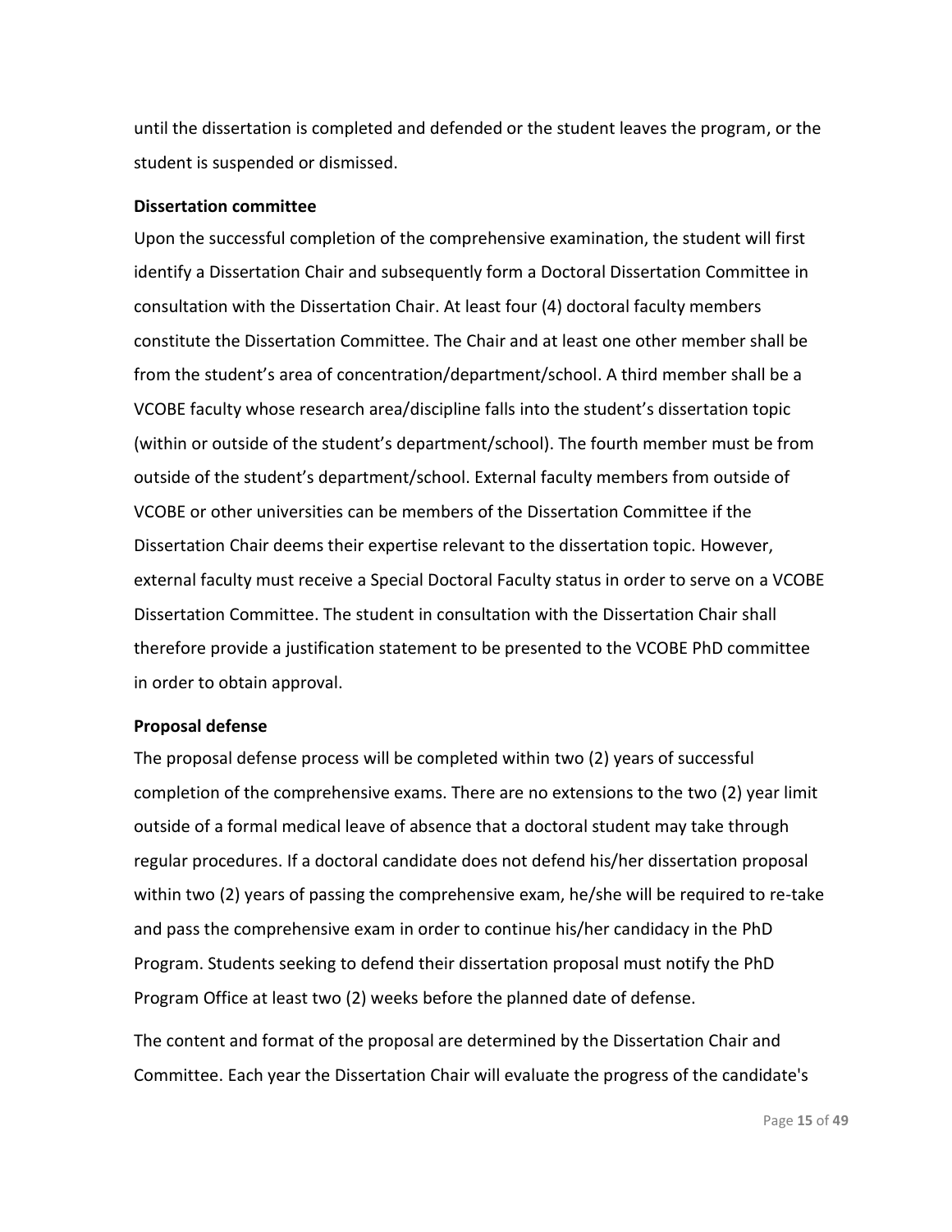until the dissertation is completed and defended or the student leaves the program, or the student is suspended or dismissed.

**Dissertation committee**

Upon the successful completion of the comprehensive examination, the student will first identify a Dissertation Chair and subsequently form a Doctoral Dissertation Committee in consultation with the Dissertation Chair. At least four (4) doctoral faculty members constitute the Dissertation Committee. The Chair and at least one other member shall be from the student's area of concentration/department/school. A third member shall be a VCOBE faculty whose research area/discipline falls into the student's dissertation topic (within or outside of the student's department/school). The fourth member must be from outside of the student's department/school. External faculty members from outside of VCOBE or other universities can be members of the Dissertation Committee if the Dissertation Chair deems their expertise relevant to the dissertation topic. However, external faculty must receive a Special Doctoral Faculty status in order to serve on a VCOBE Dissertation Committee. The student in consultation with the Dissertation Chair shall therefore provide a justification statement to be presented to the VCOBE PhD committee in order to obtain approval.

**Proposal defense**

The proposal defense process will be completed within two (2) years of successful completion of the comprehensive exams. There are no extensions to the two (2) year limit outside of a formal medical leave of absence that a doctoral student may take through regular procedures. If a doctoral candidate does not defend his/her dissertation proposal within two (2) years of passing the comprehensive exam, he/she will be required to re-take and pass the comprehensive exam in order to continue his/her candidacy in the PhD Program. Students seeking to defend their dissertation proposal must notify the PhD Program Office at least two (2) weeks before the planned date of defense.

The content and format of the proposal are determined by the Dissertation Chair and Committee. Each year the Dissertation Chair will evaluate the progress of the candidate's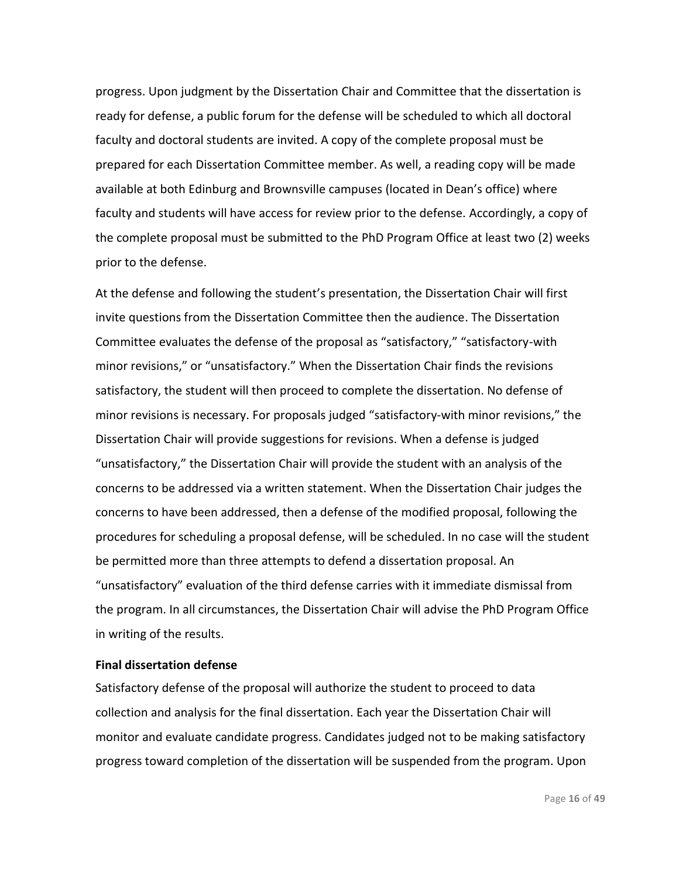progress. Upon judgment by the Dissertation Chair and Committee that the dissertation is ready for defense, a public forum for the defense will be scheduled to which all doctoral faculty and doctoral students are invited. A copy of the complete proposal must be prepared for each Dissertation Committee member. As well, a reading copy will be made available at both Edinburg and Brownsville campuses (located in Dean's office) where faculty and students will have access for review prior to the defense. Accordingly, a copy of the complete proposal must be submitted to the PhD Program Office at least two (2) weeks prior to the defense.

At the defense and following the student's presentation, the Dissertation Chair will first invite questions from the Dissertation Committee then the audience. The Dissertation Committee evaluates the defense of the proposal as "satisfactory," "satisfactory-with minor revisions," or "unsatisfactory." When the Dissertation Chair finds the revisions satisfactory, the student will then proceed to complete the dissertation. No defense of minor revisions is necessary. For proposals judged "satisfactory-with minor revisions," the Dissertation Chair will provide suggestions for revisions. When a defense is judged "unsatisfactory," the Dissertation Chair will provide the student with an analysis of the concerns to be addressed via a written statement. When the Dissertation Chair judges the concerns to have been addressed, then a defense of the modified proposal, following the procedures for scheduling a proposal defense, will be scheduled. In no case will the student be permitted more than three attempts to defend a dissertation proposal. An "unsatisfactory" evaluation of the third defense carries with it immediate dismissal from the program. In all circumstances, the Dissertation Chair will advise the PhD Program Office in writing of the results.

**Final dissertation defense**

Satisfactory defense of the proposal will authorize the student to proceed to data collection and analysis for the final dissertation. Each year the Dissertation Chair will monitor and evaluate candidate progress. Candidates judged not to be making satisfactory progress toward completion of the dissertation will be suspended from the program. Upon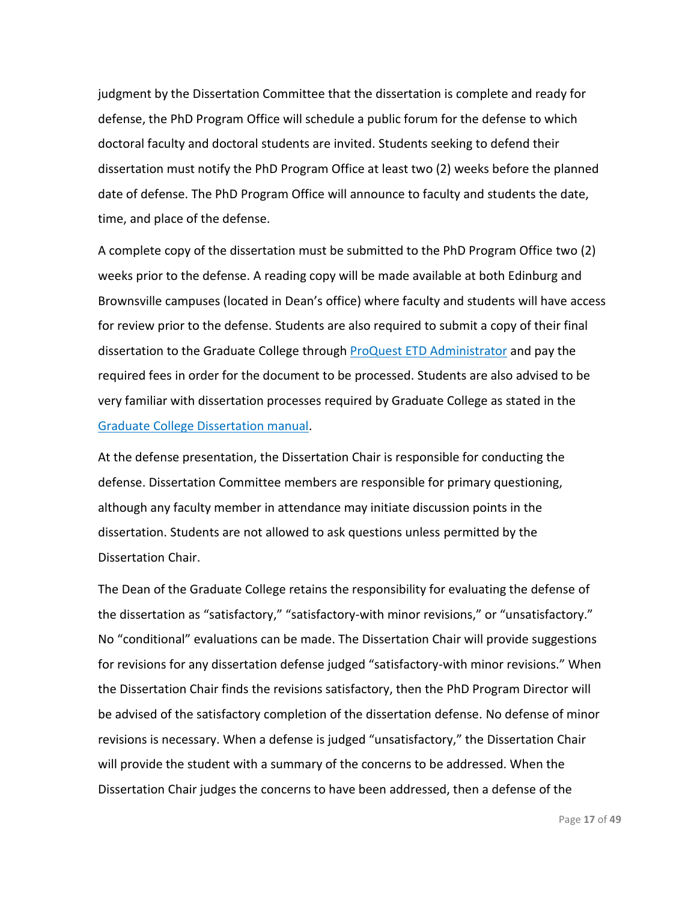judgment by the Dissertation Committee that the dissertation is complete and ready for defense, the PhD Program Office will schedule a public forum for the defense to which doctoral faculty and doctoral students are invited. Students seeking to defend their dissertation must notify the PhD Program Office at least two (2) weeks before the planned date of defense. The PhD Program Office will announce to faculty and students the date, time, and place of the defense.

A complete copy of the dissertation must be submitted to the PhD Program Office two (2) weeks prior to the defense. A reading copy will be made available at both Edinburg and Brownsville campuses (located in Dean's office) where faculty and students will have access for review prior to the defense. Students are also required to submit a copy of their final dissertation to the Graduate College through [ProQuest ETD Administrator] and pay the required fees in order for the document to be processed. Students are also advised to be very familiar with dissertation processes required by Graduate College as stated in the [Graduate College Dissertation manual].

At the defense presentation, the Dissertation Chair is responsible for conducting the defense. Dissertation Committee members are responsible for primary questioning, although any faculty member in attendance may initiate discussion points in the dissertation. Students are not allowed to ask questions unless permitted by the Dissertation Chair.

The Dean of the Graduate College retains the responsibility for evaluating the defense of the dissertation as "satisfactory," "satisfactory-with minor revisions," or "unsatisfactory." No "conditional" evaluations can be made. The Dissertation Chair will provide suggestions for revisions for any dissertation defense judged "satisfactory-with minor revisions." When the Dissertation Chair finds the revisions satisfactory, then the PhD Program Director will be advised of the satisfactory completion of the dissertation defense. No defense of minor revisions is necessary. When a defense is judged "unsatisfactory," the Dissertation Chair will provide the student with a summary of the concerns to be addressed. When the Dissertation Chair judges the concerns to have been addressed, then a defense of the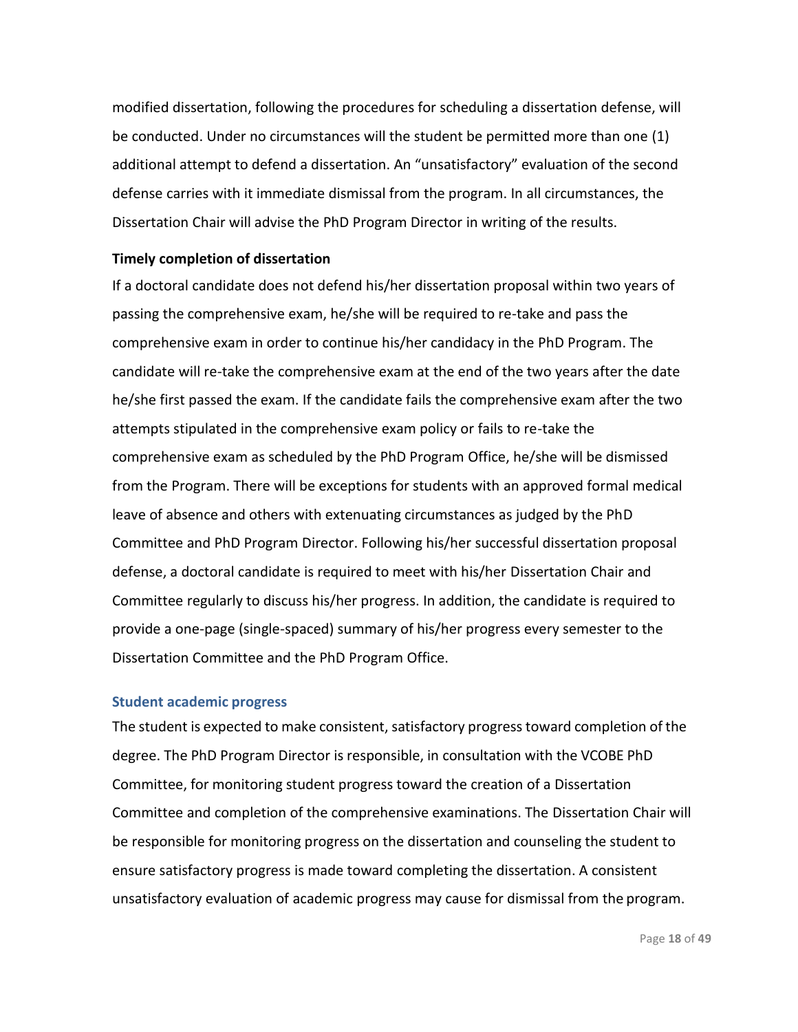modified dissertation, following the procedures for scheduling a dissertation defense, will be conducted. Under no circumstances will the student be permitted more than one (1) additional attempt to defend a dissertation. An "unsatisfactory" evaluation of the second defense carries with it immediate dismissal from the program. In all circumstances, the Dissertation Chair will advise the PhD Program Director in writing of the results.

**Timely completion of dissertation**

If a doctoral candidate does not defend his/her dissertation proposal within two years of passing the comprehensive exam, he/she will be required to re-take and pass the comprehensive exam in order to continue his/her candidacy in the PhD Program. The candidate will re-take the comprehensive exam at the end of the two years after the date he/she first passed the exam. If the candidate fails the comprehensive exam after the two attempts stipulated in the comprehensive exam policy or fails to re-take the comprehensive exam as scheduled by the PhD Program Office, he/she will be dismissed from the Program. There will be exceptions for students with an approved formal medical leave of absence and others with extenuating circumstances as judged by the PhD Committee and PhD Program Director. Following his/her successful dissertation proposal defense, a doctoral candidate is required to meet with his/her Dissertation Chair and Committee regularly to discuss his/her progress. In addition, the candidate is required to provide a one-page (single-spaced) summary of his/her progress every semester to the Dissertation Committee and the PhD Program Office.

### Student academic progress

The student is expected to make consistent, satisfactory progress toward completion of the degree. The PhD Program Director is responsible, in consultation with the VCOBE PhD Committee, for monitoring student progress toward the creation of a Dissertation Committee and completion of the comprehensive examinations. The Dissertation Chair will be responsible for monitoring progress on the dissertation and counseling the student to ensure satisfactory progress is made toward completing the dissertation. A consistent unsatisfactory evaluation of academic progress may cause for dismissal from the program.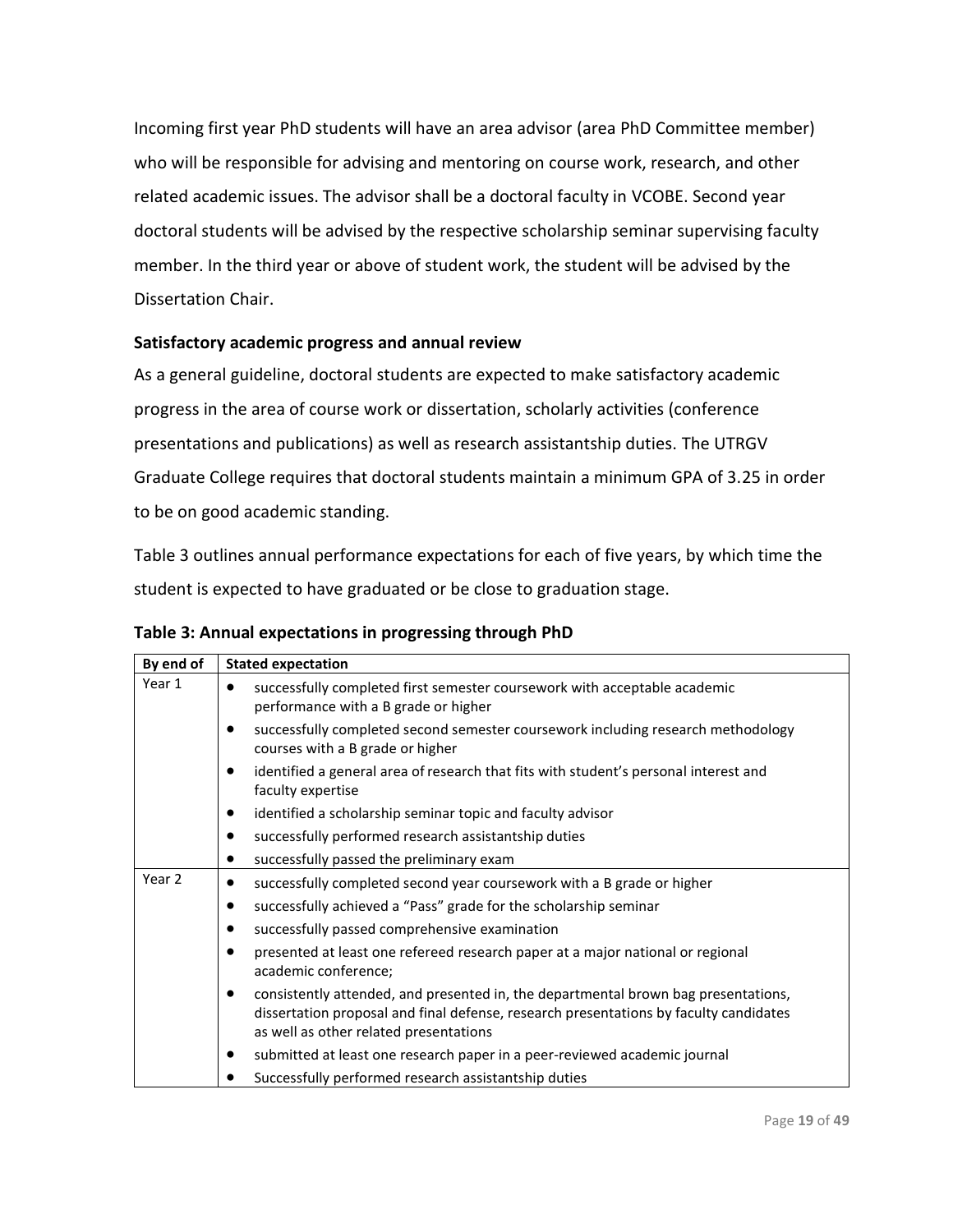Incoming first year PhD students will have an area advisor (area PhD Committee member) who will be responsible for advising and mentoring on course work, research, and other related academic issues. The advisor shall be a doctoral faculty in VCOBE. Second year doctoral students will be advised by the respective scholarship seminar supervising faculty member. In the third year or above of student work, the student will be advised by the Dissertation Chair.

**Satisfactory academic progress and annual review**

As a general guideline, doctoral students are expected to make satisfactory academic progress in the area of course work or dissertation, scholarly activities (conference presentations and publications) as well as research assistantship duties. The UTRGV Graduate College requires that doctoral students maintain a minimum GPA of 3.25 in order to be on good academic standing.

Table 3 outlines annual performance expectations for each of five years, by which time the student is expected to have graduated or be close to graduation stage.

**Table 3: Annual expectations in progressing through PhD**

| By end of | Stated expectation |
|---|---|
| Year 1 | • successfully completed first semester coursework with acceptable academic performance with a B grade or higher<br>• successfully completed second semester coursework including research methodology courses with a B grade or higher<br>• identified a general area of research that fits with student's personal interest and faculty expertise<br>• identified a scholarship seminar topic and faculty advisor<br>• successfully performed research assistantship duties<br>• successfully passed the preliminary exam |
| Year 2 | • successfully completed second year coursework with a B grade or higher<br>• successfully achieved a "Pass" grade for the scholarship seminar<br>• successfully passed comprehensive examination<br>• presented at least one refereed research paper at a major national or regional academic conference;<br>• consistently attended, and presented in, the departmental brown bag presentations, dissertation proposal and final defense, research presentations by faculty candidates as well as other related presentations<br>• submitted at least one research paper in a peer-reviewed academic journal<br>• Successfully performed research assistantship duties |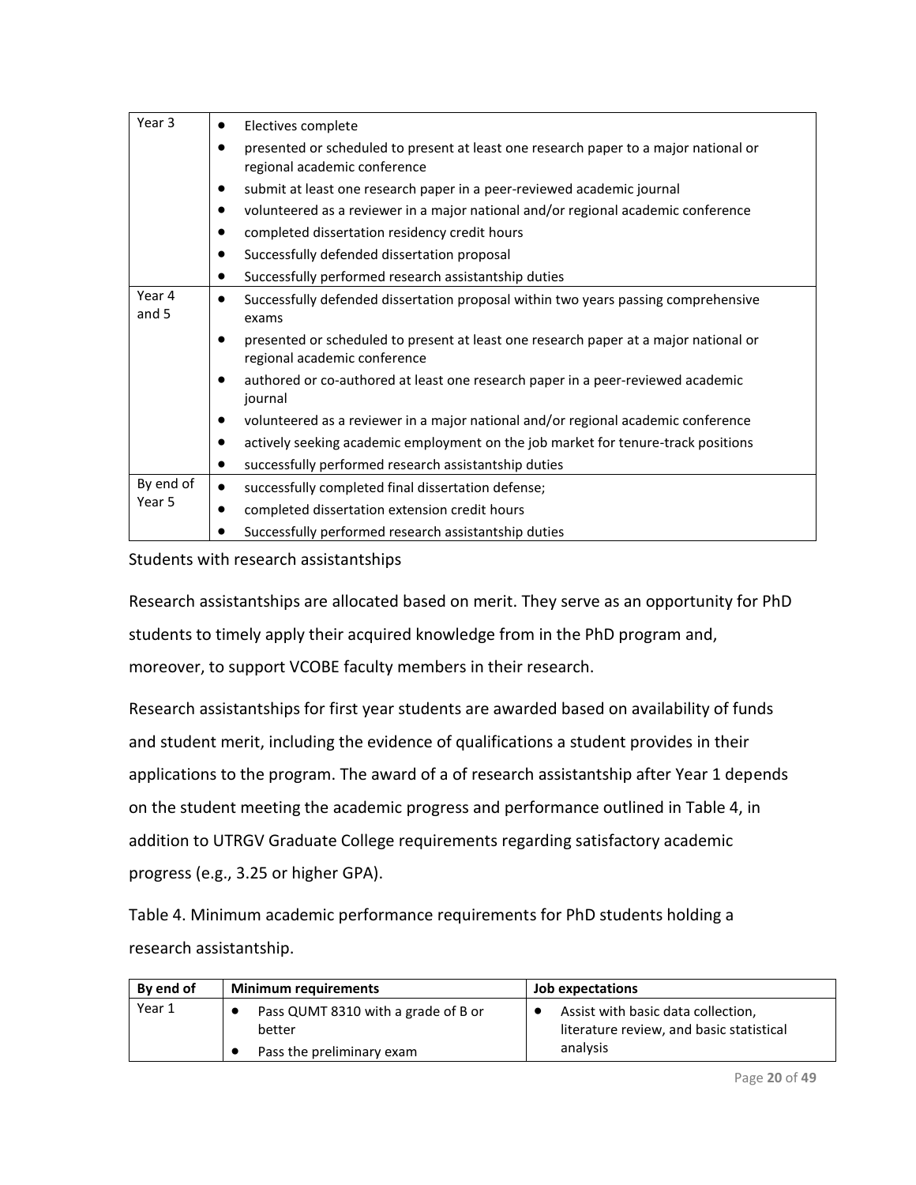| | |
|---|---|
| Year 3 | • Electives complete<br>• presented or scheduled to present at least one research paper to a major national or regional academic conference<br>• submit at least one research paper in a peer-reviewed academic journal<br>• volunteered as a reviewer in a major national and/or regional academic conference<br>• completed dissertation residency credit hours<br>• Successfully defended dissertation proposal<br>• Successfully performed research assistantship duties |
| Year 4 and 5 | • Successfully defended dissertation proposal within two years passing comprehensive exams<br>• presented or scheduled to present at least one research paper at a major national or regional academic conference<br>• authored or co-authored at least one research paper in a peer-reviewed academic journal<br>• volunteered as a reviewer in a major national and/or regional academic conference<br>• actively seeking academic employment on the job market for tenure-track positions<br>• successfully performed research assistantship duties |
| By end of Year 5 | • successfully completed final dissertation defense;<br>• completed dissertation extension credit hours<br>• Successfully performed research assistantship duties |

Students with research assistantships

Research assistantships are allocated based on merit. They serve as an opportunity for PhD students to timely apply their acquired knowledge from in the PhD program and, moreover, to support VCOBE faculty members in their research.

Research assistantships for first year students are awarded based on availability of funds and student merit, including the evidence of qualifications a student provides in their applications to the program. The award of a of research assistantship after Year 1 depends on the student meeting the academic progress and performance outlined in Table 4, in addition to UTRGV Graduate College requirements regarding satisfactory academic progress (e.g., 3.25 or higher GPA).

Table 4. Minimum academic performance requirements for PhD students holding a research assistantship.

| By end of | Minimum requirements | Job expectations |
|---|---|---|
| Year 1 | • Pass QUMT 8310 with a grade of B or better<br>• Pass the preliminary exam | • Assist with basic data collection, literature review, and basic statistical analysis |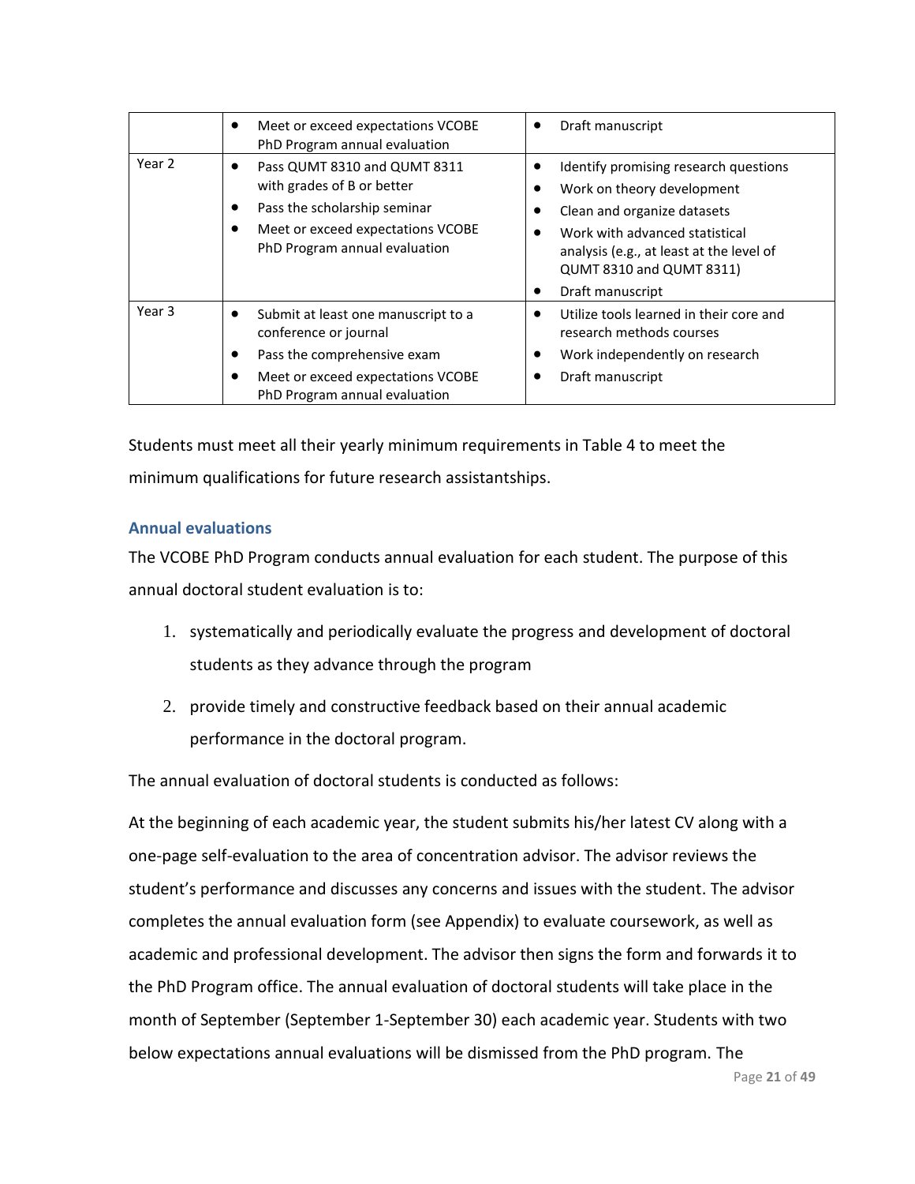| | | |
|---|---|---|
| | • Meet or exceed expectations VCOBE PhD Program annual evaluation | • Draft manuscript |
| Year 2 | • Pass QUMT 8310 and QUMT 8311 with grades of B or better<br>• Pass the scholarship seminar<br>• Meet or exceed expectations VCOBE PhD Program annual evaluation | • Identify promising research questions<br>• Work on theory development<br>• Clean and organize datasets<br>• Work with advanced statistical analysis (e.g., at least at the level of QUMT 8310 and QUMT 8311)<br>• Draft manuscript |
| Year 3 | • Submit at least one manuscript to a conference or journal<br>• Pass the comprehensive exam<br>• Meet or exceed expectations VCOBE PhD Program annual evaluation | • Utilize tools learned in their core and research methods courses<br>• Work independently on research<br>• Draft manuscript |

Students must meet all their yearly minimum requirements in Table 4 to meet the minimum qualifications for future research assistantships.

### Annual evaluations

The VCOBE PhD Program conducts annual evaluation for each student. The purpose of this annual doctoral student evaluation is to:

1. systematically and periodically evaluate the progress and development of doctoral students as they advance through the program
2. provide timely and constructive feedback based on their annual academic performance in the doctoral program.

The annual evaluation of doctoral students is conducted as follows:

At the beginning of each academic year, the student submits his/her latest CV along with a one-page self-evaluation to the area of concentration advisor. The advisor reviews the student's performance and discusses any concerns and issues with the student. The advisor completes the annual evaluation form (see Appendix) to evaluate coursework, as well as academic and professional development. The advisor then signs the form and forwards it to the PhD Program office. The annual evaluation of doctoral students will take place in the month of September (September 1-September 30) each academic year. Students with two below expectations annual evaluations will be dismissed from the PhD program. The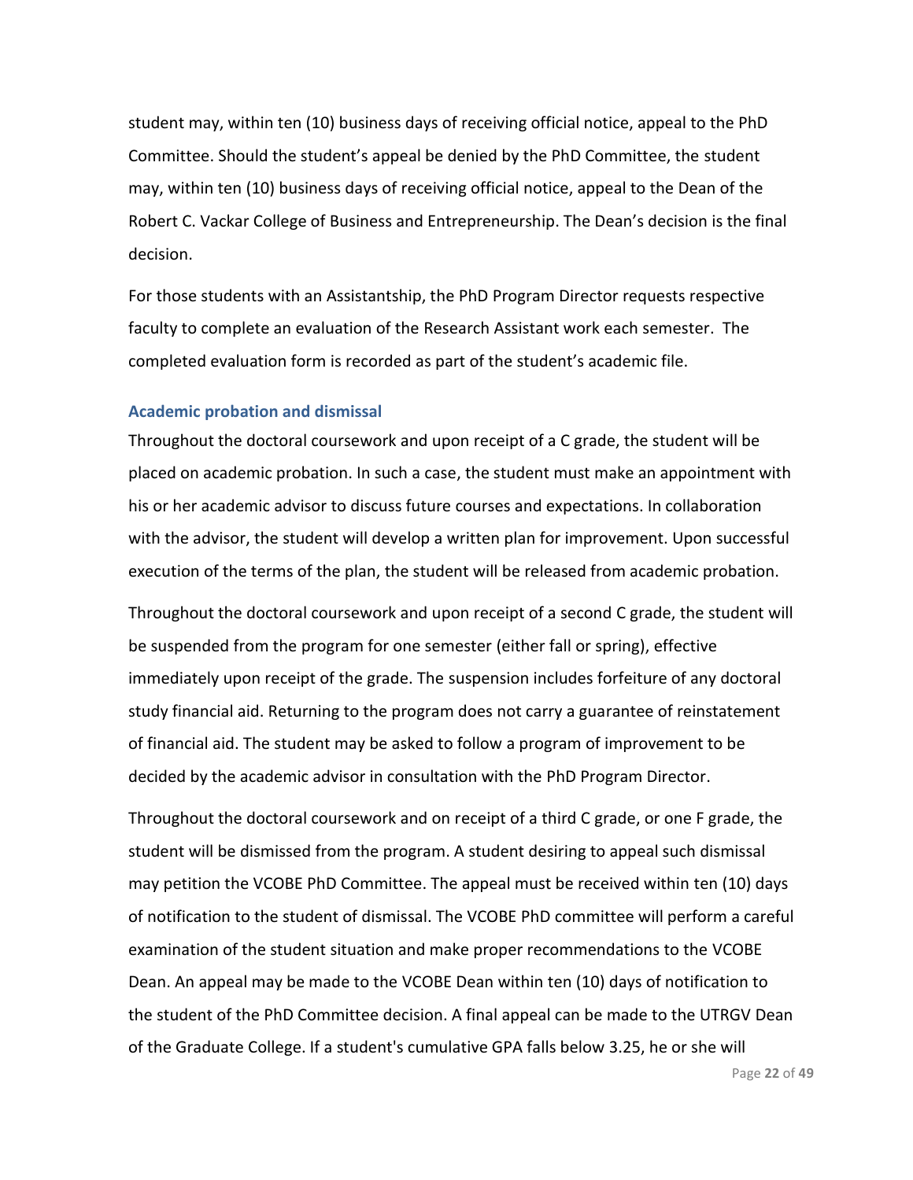student may, within ten (10) business days of receiving official notice, appeal to the PhD Committee. Should the student's appeal be denied by the PhD Committee, the student may, within ten (10) business days of receiving official notice, appeal to the Dean of the Robert C. Vackar College of Business and Entrepreneurship. The Dean's decision is the final decision.

For those students with an Assistantship, the PhD Program Director requests respective faculty to complete an evaluation of the Research Assistant work each semester. The completed evaluation form is recorded as part of the student's academic file.

### Academic probation and dismissal

Throughout the doctoral coursework and upon receipt of a C grade, the student will be placed on academic probation. In such a case, the student must make an appointment with his or her academic advisor to discuss future courses and expectations. In collaboration with the advisor, the student will develop a written plan for improvement. Upon successful execution of the terms of the plan, the student will be released from academic probation.

Throughout the doctoral coursework and upon receipt of a second C grade, the student will be suspended from the program for one semester (either fall or spring), effective immediately upon receipt of the grade. The suspension includes forfeiture of any doctoral study financial aid. Returning to the program does not carry a guarantee of reinstatement of financial aid. The student may be asked to follow a program of improvement to be decided by the academic advisor in consultation with the PhD Program Director.

Throughout the doctoral coursework and on receipt of a third C grade, or one F grade, the student will be dismissed from the program. A student desiring to appeal such dismissal may petition the VCOBE PhD Committee. The appeal must be received within ten (10) days of notification to the student of dismissal. The VCOBE PhD committee will perform a careful examination of the student situation and make proper recommendations to the VCOBE Dean. An appeal may be made to the VCOBE Dean within ten (10) days of notification to the student of the PhD Committee decision. A final appeal can be made to the UTRGV Dean of the Graduate College. If a student's cumulative GPA falls below 3.25, he or she will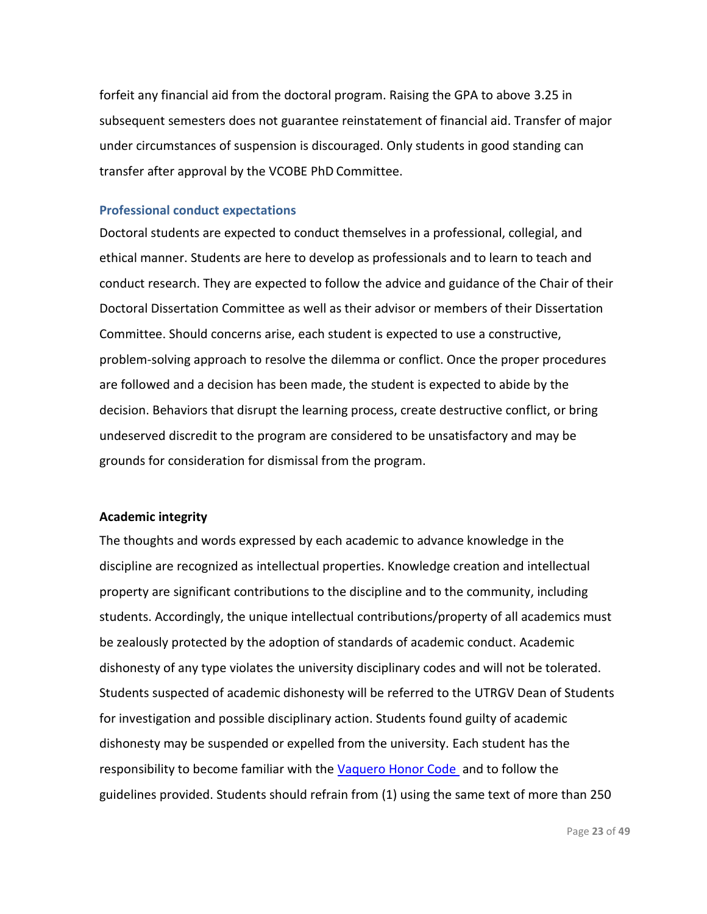forfeit any financial aid from the doctoral program. Raising the GPA to above 3.25 in subsequent semesters does not guarantee reinstatement of financial aid. Transfer of major under circumstances of suspension is discouraged. Only students in good standing can transfer after approval by the VCOBE PhD Committee.

### Professional conduct expectations

Doctoral students are expected to conduct themselves in a professional, collegial, and ethical manner. Students are here to develop as professionals and to learn to teach and conduct research. They are expected to follow the advice and guidance of the Chair of their Doctoral Dissertation Committee as well as their advisor or members of their Dissertation Committee. Should concerns arise, each student is expected to use a constructive, problem-solving approach to resolve the dilemma or conflict. Once the proper procedures are followed and a decision has been made, the student is expected to abide by the decision. Behaviors that disrupt the learning process, create destructive conflict, or bring undeserved discredit to the program are considered to be unsatisfactory and may be grounds for consideration for dismissal from the program.

### Academic integrity

The thoughts and words expressed by each academic to advance knowledge in the discipline are recognized as intellectual properties. Knowledge creation and intellectual property are significant contributions to the discipline and to the community, including students. Accordingly, the unique intellectual contributions/property of all academics must be zealously protected by the adoption of standards of academic conduct. Academic dishonesty of any type violates the university disciplinary codes and will not be tolerated. Students suspected of academic dishonesty will be referred to the UTRGV Dean of Students for investigation and possible disciplinary action. Students found guilty of academic dishonesty may be suspended or expelled from the university. Each student has the responsibility to become familiar with the Vaquero Honor Code and to follow the guidelines provided. Students should refrain from (1) using the same text of more than 250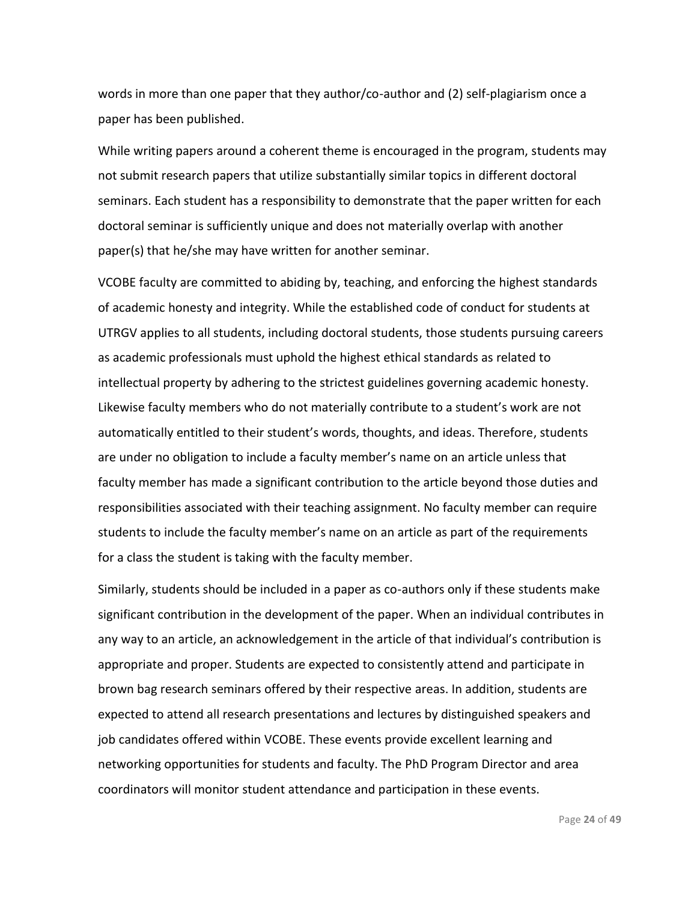words in more than one paper that they author/co-author and (2) self-plagiarism once a paper has been published.

While writing papers around a coherent theme is encouraged in the program, students may not submit research papers that utilize substantially similar topics in different doctoral seminars. Each student has a responsibility to demonstrate that the paper written for each doctoral seminar is sufficiently unique and does not materially overlap with another paper(s) that he/she may have written for another seminar.

VCOBE faculty are committed to abiding by, teaching, and enforcing the highest standards of academic honesty and integrity. While the established code of conduct for students at UTRGV applies to all students, including doctoral students, those students pursuing careers as academic professionals must uphold the highest ethical standards as related to intellectual property by adhering to the strictest guidelines governing academic honesty. Likewise faculty members who do not materially contribute to a student's work are not automatically entitled to their student's words, thoughts, and ideas. Therefore, students are under no obligation to include a faculty member's name on an article unless that faculty member has made a significant contribution to the article beyond those duties and responsibilities associated with their teaching assignment. No faculty member can require students to include the faculty member's name on an article as part of the requirements for a class the student is taking with the faculty member.

Similarly, students should be included in a paper as co-authors only if these students make significant contribution in the development of the paper. When an individual contributes in any way to an article, an acknowledgement in the article of that individual's contribution is appropriate and proper. Students are expected to consistently attend and participate in brown bag research seminars offered by their respective areas. In addition, students are expected to attend all research presentations and lectures by distinguished speakers and job candidates offered within VCOBE. These events provide excellent learning and networking opportunities for students and faculty. The PhD Program Director and area coordinators will monitor student attendance and participation in these events.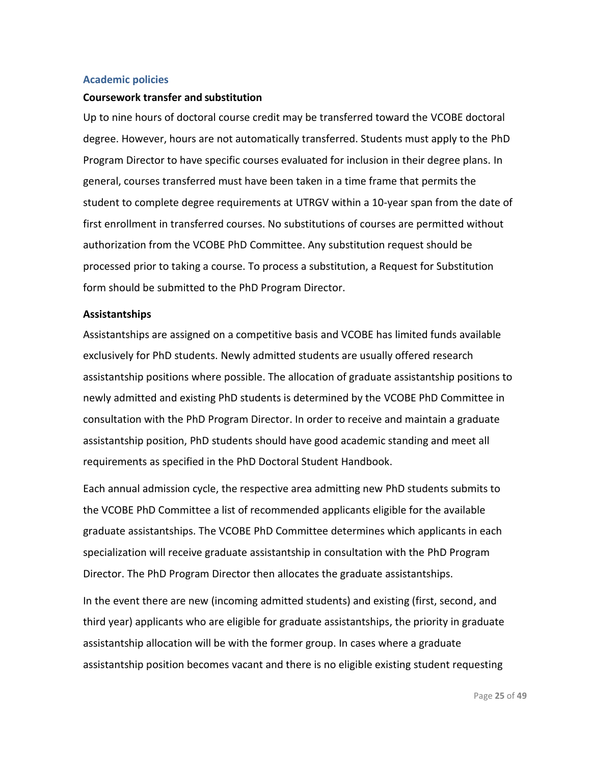## Academic policies

### Coursework transfer and substitution

Up to nine hours of doctoral course credit may be transferred toward the VCOBE doctoral degree. However, hours are not automatically transferred. Students must apply to the PhD Program Director to have specific courses evaluated for inclusion in their degree plans. In general, courses transferred must have been taken in a time frame that permits the student to complete degree requirements at UTRGV within a 10-year span from the date of first enrollment in transferred courses. No substitutions of courses are permitted without authorization from the VCOBE PhD Committee. Any substitution request should be processed prior to taking a course. To process a substitution, a Request for Substitution form should be submitted to the PhD Program Director.

### Assistantships

Assistantships are assigned on a competitive basis and VCOBE has limited funds available exclusively for PhD students. Newly admitted students are usually offered research assistantship positions where possible. The allocation of graduate assistantship positions to newly admitted and existing PhD students is determined by the VCOBE PhD Committee in consultation with the PhD Program Director. In order to receive and maintain a graduate assistantship position, PhD students should have good academic standing and meet all requirements as specified in the PhD Doctoral Student Handbook.

Each annual admission cycle, the respective area admitting new PhD students submits to the VCOBE PhD Committee a list of recommended applicants eligible for the available graduate assistantships. The VCOBE PhD Committee determines which applicants in each specialization will receive graduate assistantship in consultation with the PhD Program Director. The PhD Program Director then allocates the graduate assistantships.

In the event there are new (incoming admitted students) and existing (first, second, and third year) applicants who are eligible for graduate assistantships, the priority in graduate assistantship allocation will be with the former group. In cases where a graduate assistantship position becomes vacant and there is no eligible existing student requesting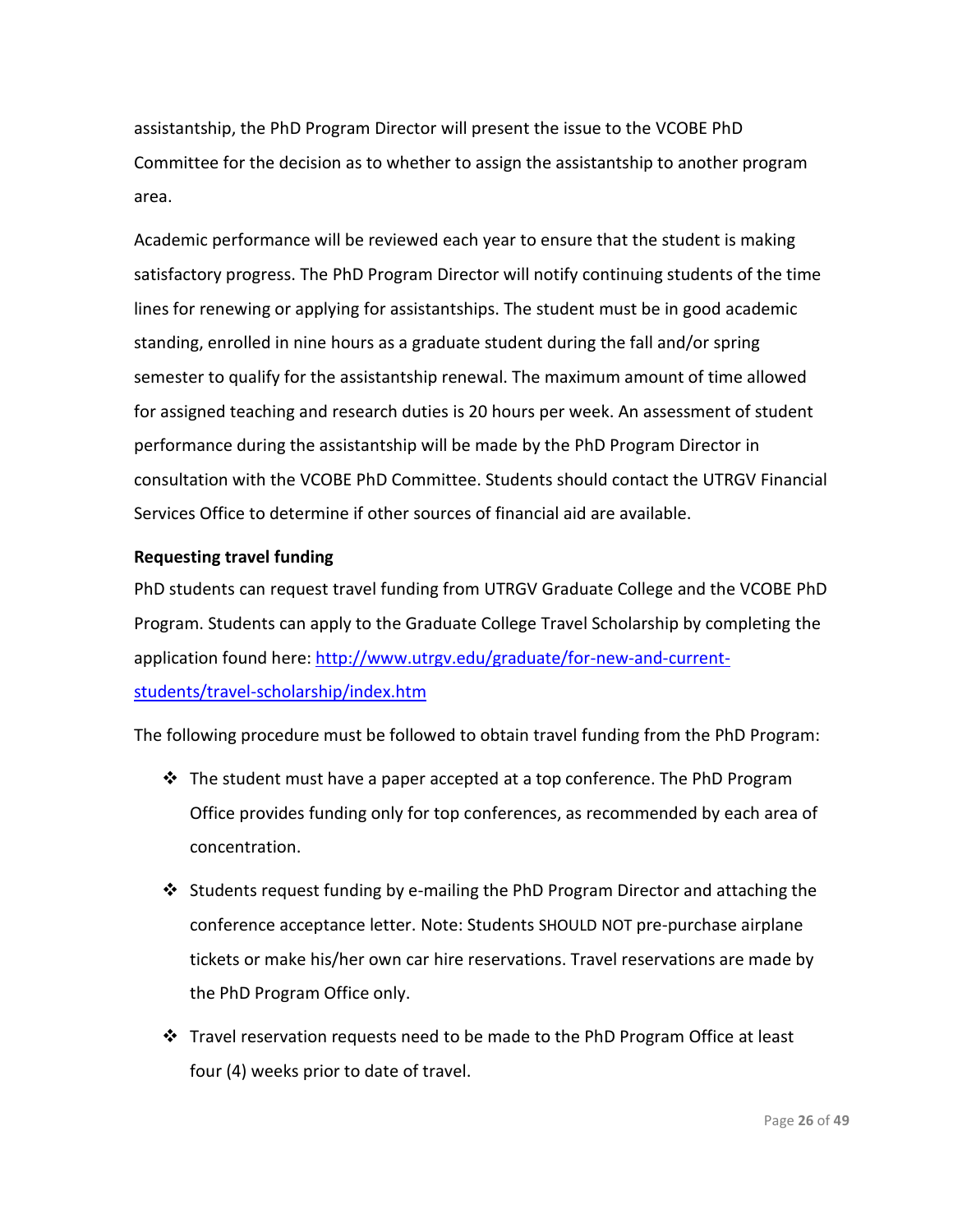assistantship, the PhD Program Director will present the issue to the VCOBE PhD Committee for the decision as to whether to assign the assistantship to another program area.

Academic performance will be reviewed each year to ensure that the student is making satisfactory progress. The PhD Program Director will notify continuing students of the time lines for renewing or applying for assistantships. The student must be in good academic standing, enrolled in nine hours as a graduate student during the fall and/or spring semester to qualify for the assistantship renewal. The maximum amount of time allowed for assigned teaching and research duties is 20 hours per week. An assessment of student performance during the assistantship will be made by the PhD Program Director in consultation with the VCOBE PhD Committee. Students should contact the UTRGV Financial Services Office to determine if other sources of financial aid are available.

**Requesting travel funding**

PhD students can request travel funding from UTRGV Graduate College and the VCOBE PhD Program. Students can apply to the Graduate College Travel Scholarship by completing the application found here: [http://www.utrgv.edu/graduate/for-new-and-current-students/travel-scholarship/index.htm](http://www.utrgv.edu/graduate/for-new-and-current-students/travel-scholarship/index.htm)

The following procedure must be followed to obtain travel funding from the PhD Program:

- The student must have a paper accepted at a top conference. The PhD Program Office provides funding only for top conferences, as recommended by each area of concentration.
- Students request funding by e-mailing the PhD Program Director and attaching the conference acceptance letter. Note: Students SHOULD NOT pre-purchase airplane tickets or make his/her own car hire reservations. Travel reservations are made by the PhD Program Office only.
- Travel reservation requests need to be made to the PhD Program Office at least four (4) weeks prior to date of travel.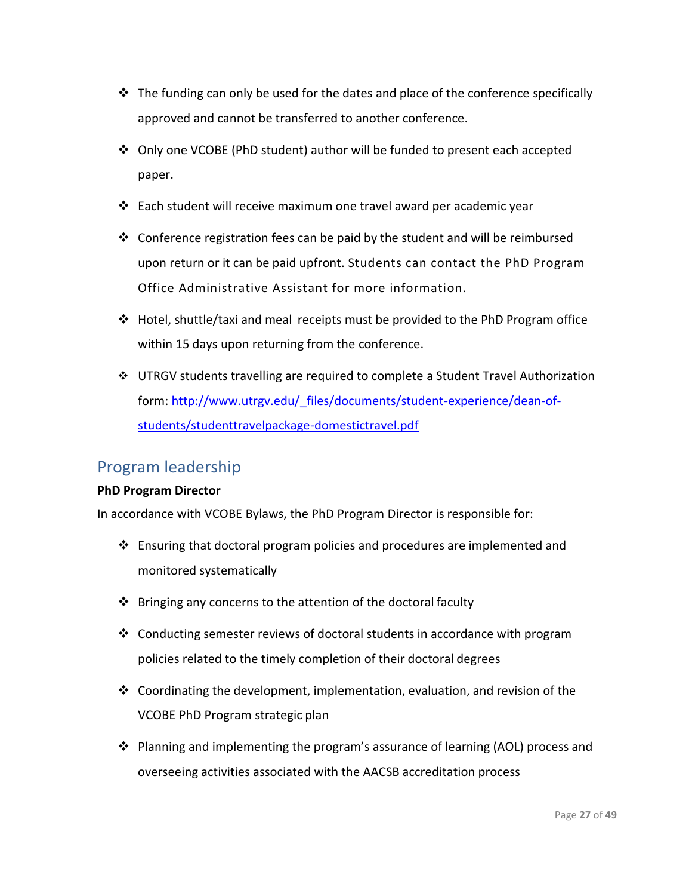- The funding can only be used for the dates and place of the conference specifically approved and cannot be transferred to another conference.
- Only one VCOBE (PhD student) author will be funded to present each accepted paper.
- Each student will receive maximum one travel award per academic year
- Conference registration fees can be paid by the student and will be reimbursed upon return or it can be paid upfront. Students can contact the PhD Program Office Administrative Assistant for more information.
- Hotel, shuttle/taxi and meal receipts must be provided to the PhD Program office within 15 days upon returning from the conference.
- UTRGV students travelling are required to complete a Student Travel Authorization form: [http://www.utrgv.edu/_files/documents/student-experience/dean-of-students/studenttravelpackage-domestictravel.pdf](http://www.utrgv.edu/_files/documents/student-experience/dean-of-students/studenttravelpackage-domestictravel.pdf)

## Program leadership

**PhD Program Director**

In accordance with VCOBE Bylaws, the PhD Program Director is responsible for:

- Ensuring that doctoral program policies and procedures are implemented and monitored systematically
- Bringing any concerns to the attention of the doctoral faculty
- Conducting semester reviews of doctoral students in accordance with program policies related to the timely completion of their doctoral degrees
- Coordinating the development, implementation, evaluation, and revision of the VCOBE PhD Program strategic plan
- Planning and implementing the program's assurance of learning (AOL) process and overseeing activities associated with the AACSB accreditation process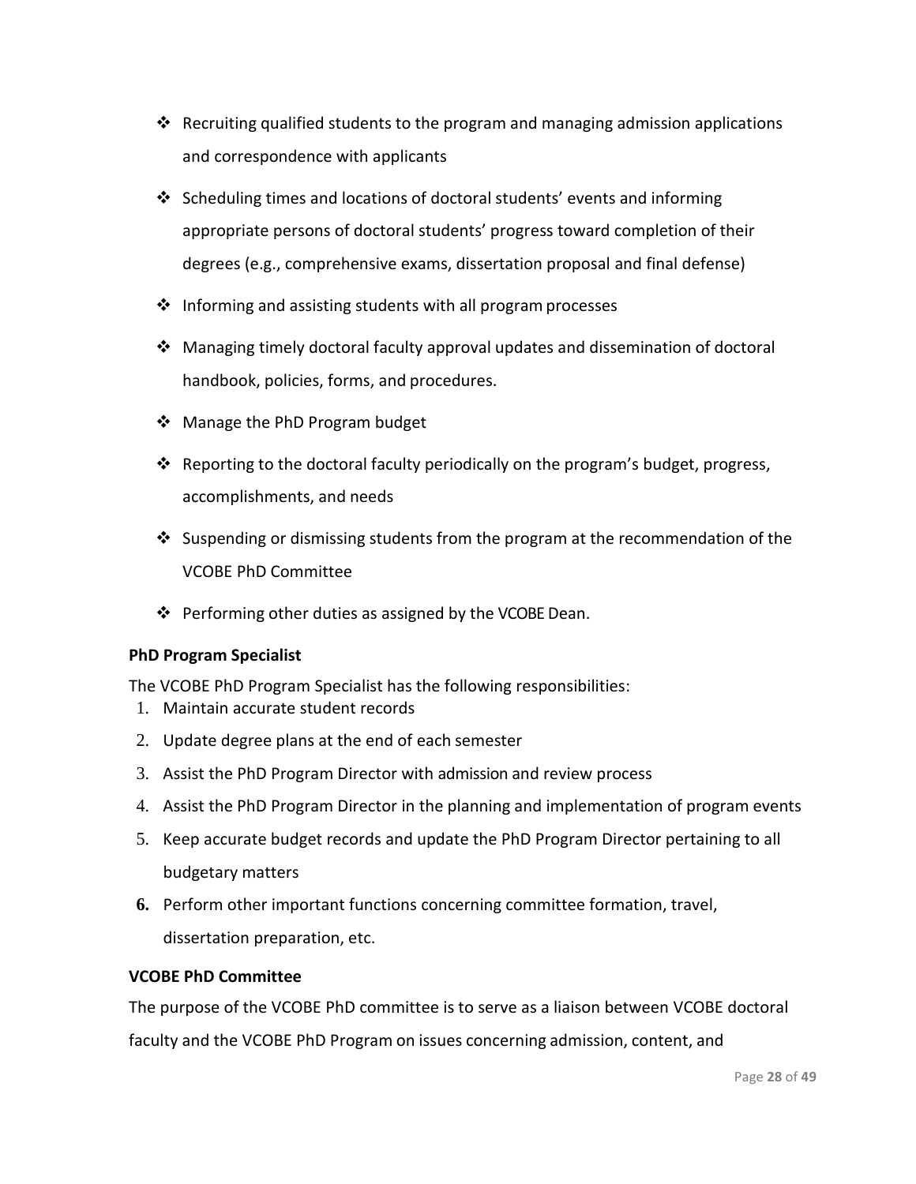- Recruiting qualified students to the program and managing admission applications and correspondence with applicants
- Scheduling times and locations of doctoral students' events and informing appropriate persons of doctoral students' progress toward completion of their degrees (e.g., comprehensive exams, dissertation proposal and final defense)
- Informing and assisting students with all program processes
- Managing timely doctoral faculty approval updates and dissemination of doctoral handbook, policies, forms, and procedures.
- Manage the PhD Program budget
- Reporting to the doctoral faculty periodically on the program's budget, progress, accomplishments, and needs
- Suspending or dismissing students from the program at the recommendation of the VCOBE PhD Committee
- Performing other duties as assigned by the VCOBE Dean.

**PhD Program Specialist**

The VCOBE PhD Program Specialist has the following responsibilities:

1. Maintain accurate student records
2. Update degree plans at the end of each semester
3. Assist the PhD Program Director with admission and review process
4. Assist the PhD Program Director in the planning and implementation of program events
5. Keep accurate budget records and update the PhD Program Director pertaining to all budgetary matters
6. Perform other important functions concerning committee formation, travel, dissertation preparation, etc.

**VCOBE PhD Committee**

The purpose of the VCOBE PhD committee is to serve as a liaison between VCOBE doctoral faculty and the VCOBE PhD Program on issues concerning admission, content, and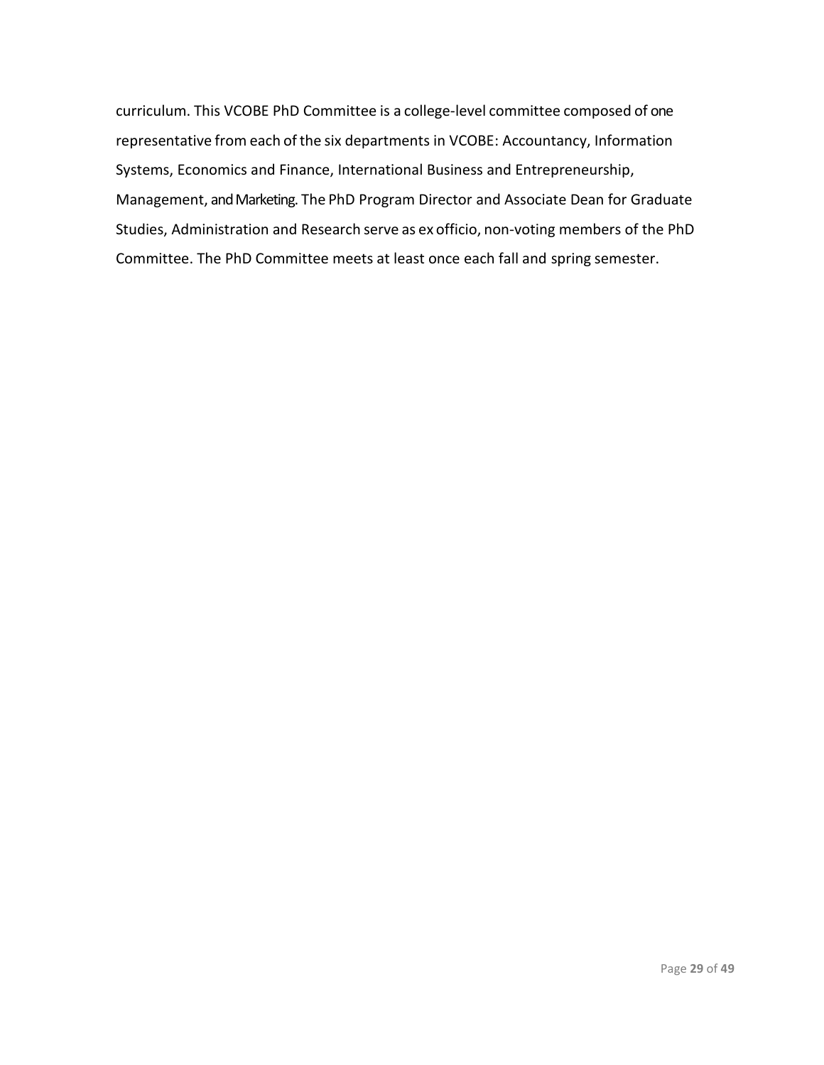curriculum. This VCOBE PhD Committee is a college-level committee composed of one representative from each of the six departments in VCOBE: Accountancy, Information Systems, Economics and Finance, International Business and Entrepreneurship, Management, and Marketing. The PhD Program Director and Associate Dean for Graduate Studies, Administration and Research serve as ex officio, non-voting members of the PhD Committee. The PhD Committee meets at least once each fall and spring semester.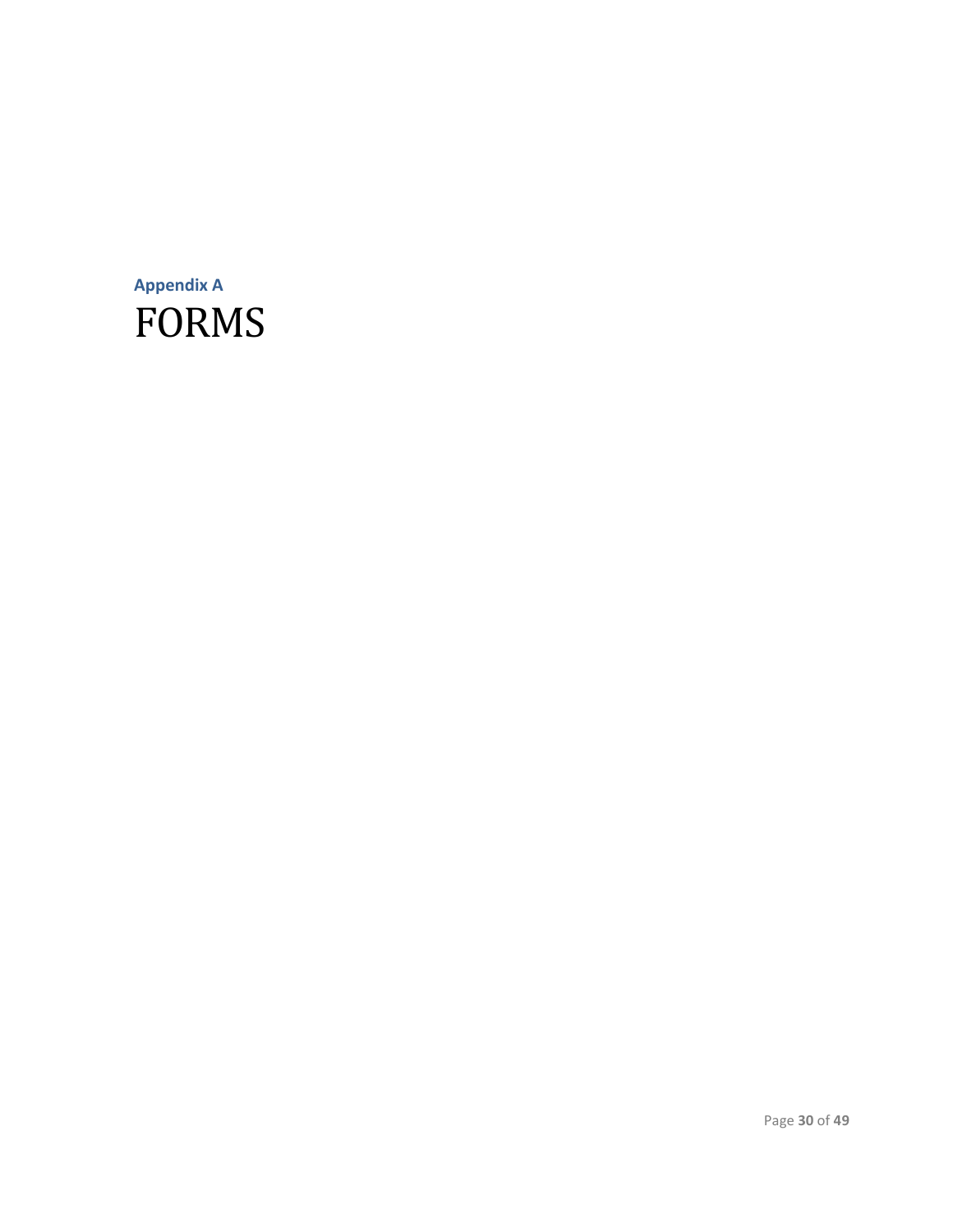**Appendix A**

# FORMS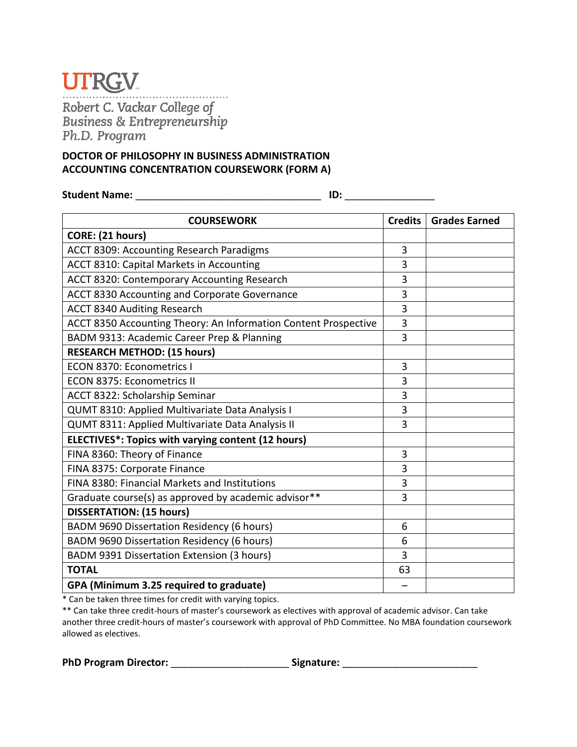UTRGV

*Robert C. Vackar College of Business & Entrepreneurship Ph.D. Program*

**DOCTOR OF PHILOSOPHY IN BUSINESS ADMINISTRATION**
**ACCOUNTING CONCENTRATION COURSEWORK (FORM A)**

**Student Name:** ________________________________ **ID:** _______________

| COURSEWORK | Credits | Grades Earned |
|---|---|---|
| **CORE: (21 hours)** | | |
| ACCT 8309: Accounting Research Paradigms | 3 | |
| ACCT 8310: Capital Markets in Accounting | 3 | |
| ACCT 8320: Contemporary Accounting Research | 3 | |
| ACCT 8330 Accounting and Corporate Governance | 3 | |
| ACCT 8340 Auditing Research | 3 | |
| ACCT 8350 Accounting Theory: An Information Content Prospective | 3 | |
| BADM 9313: Academic Career Prep & Planning | 3 | |
| **RESEARCH METHOD: (15 hours)** | | |
| ECON 8370: Econometrics I | 3 | |
| ECON 8375: Econometrics II | 3 | |
| ACCT 8322: Scholarship Seminar | 3 | |
| QUMT 8310: Applied Multivariate Data Analysis I | 3 | |
| QUMT 8311: Applied Multivariate Data Analysis II | 3 | |
| **ELECTIVES*: Topics with varying content (12 hours)** | | |
| FINA 8360: Theory of Finance | 3 | |
| FINA 8375: Corporate Finance | 3 | |
| FINA 8380: Financial Markets and Institutions | 3 | |
| Graduate course(s) as approved by academic advisor** | 3 | |
| **DISSERTATION: (15 hours)** | | |
| BADM 9690 Dissertation Residency (6 hours) | 6 | |
| BADM 9690 Dissertation Residency (6 hours) | 6 | |
| BADM 9391 Dissertation Extension (3 hours) | 3 | |
| **TOTAL** | 63 | |
| **GPA (Minimum 3.25 required to graduate)** | – | |

* Can be taken three times for credit with varying topics.

** Can take three credit-hours of master's coursework as electives with approval of academic advisor. Can take another three credit-hours of master's coursework with approval of PhD Committee. No MBA foundation coursework allowed as electives.

**PhD Program Director:** ____________________ **Signature:** ______________________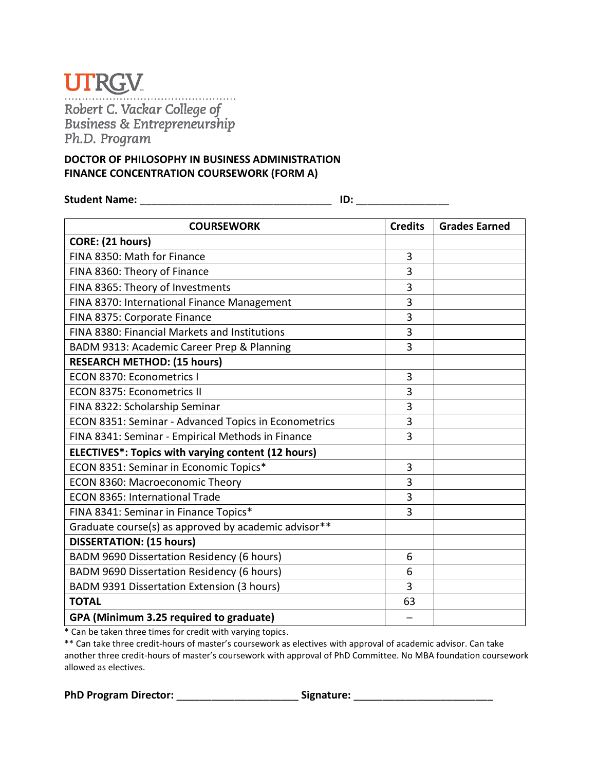UTRGV

*Robert C. Vackar College of Business & Entrepreneurship*
*Ph.D. Program*

**DOCTOR OF PHILOSOPHY IN BUSINESS ADMINISTRATION**
**FINANCE CONCENTRATION COURSEWORK (FORM A)**

**Student Name:** ________________________________ **ID:** _______________

| COURSEWORK | Credits | Grades Earned |
|---|---|---|
| **CORE: (21 hours)** | | |
| FINA 8350: Math for Finance | 3 | |
| FINA 8360: Theory of Finance | 3 | |
| FINA 8365: Theory of Investments | 3 | |
| FINA 8370: International Finance Management | 3 | |
| FINA 8375: Corporate Finance | 3 | |
| FINA 8380: Financial Markets and Institutions | 3 | |
| BADM 9313: Academic Career Prep & Planning | 3 | |
| **RESEARCH METHOD: (15 hours)** | | |
| ECON 8370: Econometrics I | 3 | |
| ECON 8375: Econometrics II | 3 | |
| FINA 8322: Scholarship Seminar | 3 | |
| ECON 8351: Seminar - Advanced Topics in Econometrics | 3 | |
| FINA 8341: Seminar - Empirical Methods in Finance | 3 | |
| **ELECTIVES*: Topics with varying content (12 hours)** | | |
| ECON 8351: Seminar in Economic Topics* | 3 | |
| ECON 8360: Macroeconomic Theory | 3 | |
| ECON 8365: International Trade | 3 | |
| FINA 8341: Seminar in Finance Topics* | 3 | |
| Graduate course(s) as approved by academic advisor** | | |
| **DISSERTATION: (15 hours)** | | |
| BADM 9690 Dissertation Residency (6 hours) | 6 | |
| BADM 9690 Dissertation Residency (6 hours) | 6 | |
| BADM 9391 Dissertation Extension (3 hours) | 3 | |
| **TOTAL** | 63 | |
| **GPA (Minimum 3.25 required to graduate)** | – | |

* Can be taken three times for credit with varying topics.

** Can take three credit-hours of master's coursework as electives with approval of academic advisor. Can take another three credit-hours of master's coursework with approval of PhD Committee. No MBA foundation coursework allowed as electives.

**PhD Program Director:** _____________________ **Signature:** _______________________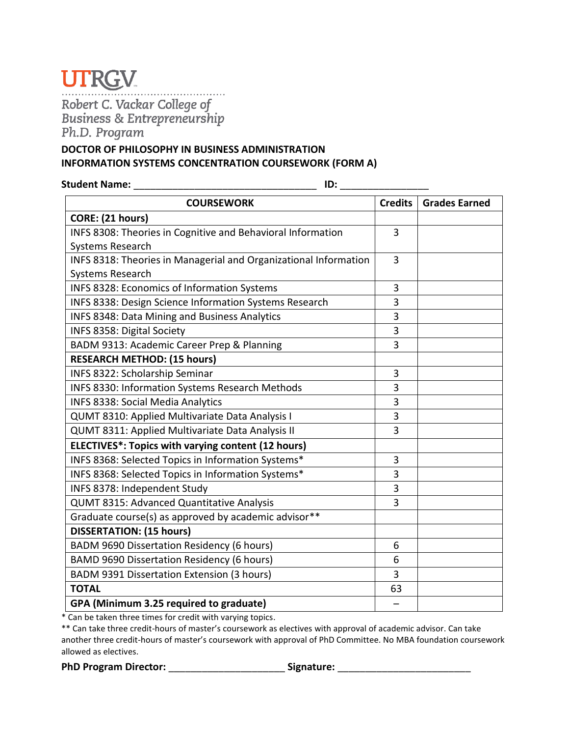**UTRGV**

*Robert C. Vackar College of Business & Entrepreneurship Ph.D. Program*

**DOCTOR OF PHILOSOPHY IN BUSINESS ADMINISTRATION**
**INFORMATION SYSTEMS CONCENTRATION COURSEWORK (FORM A)**

**Student Name:** ________________________________ **ID:** ______________

| COURSEWORK | Credits | Grades Earned |
|---|---|---|
| **CORE: (21 hours)** | | |
| INFS 8308: Theories in Cognitive and Behavioral Information Systems Research | 3 | |
| INFS 8318: Theories in Managerial and Organizational Information Systems Research | 3 | |
| INFS 8328: Economics of Information Systems | 3 | |
| INFS 8338: Design Science Information Systems Research | 3 | |
| INFS 8348: Data Mining and Business Analytics | 3 | |
| INFS 8358: Digital Society | 3 | |
| BADM 9313: Academic Career Prep & Planning | 3 | |
| **RESEARCH METHOD: (15 hours)** | | |
| INFS 8322: Scholarship Seminar | 3 | |
| INFS 8330: Information Systems Research Methods | 3 | |
| INFS 8338: Social Media Analytics | 3 | |
| QUMT 8310: Applied Multivariate Data Analysis I | 3 | |
| QUMT 8311: Applied Multivariate Data Analysis II | 3 | |
| **ELECTIVES*: Topics with varying content (12 hours)** | | |
| INFS 8368: Selected Topics in Information Systems* | 3 | |
| INFS 8368: Selected Topics in Information Systems* | 3 | |
| INFS 8378: Independent Study | 3 | |
| QUMT 8315: Advanced Quantitative Analysis | 3 | |
| Graduate course(s) as approved by academic advisor** | | |
| **DISSERTATION: (15 hours)** | | |
| BADM 9690 Dissertation Residency (6 hours) | 6 | |
| BAMD 9690 Dissertation Residency (6 hours) | 6 | |
| BADM 9391 Dissertation Extension (3 hours) | 3 | |
| **TOTAL** | 63 | |
| **GPA (Minimum 3.25 required to graduate)** | – | |

\* Can be taken three times for credit with varying topics.

\*\* Can take three credit-hours of master's coursework as electives with approval of academic advisor. Can take another three credit-hours of master's coursework with approval of PhD Committee. No MBA foundation coursework allowed as electives.

**PhD Program Director:** ____________________ **Signature:** ______________________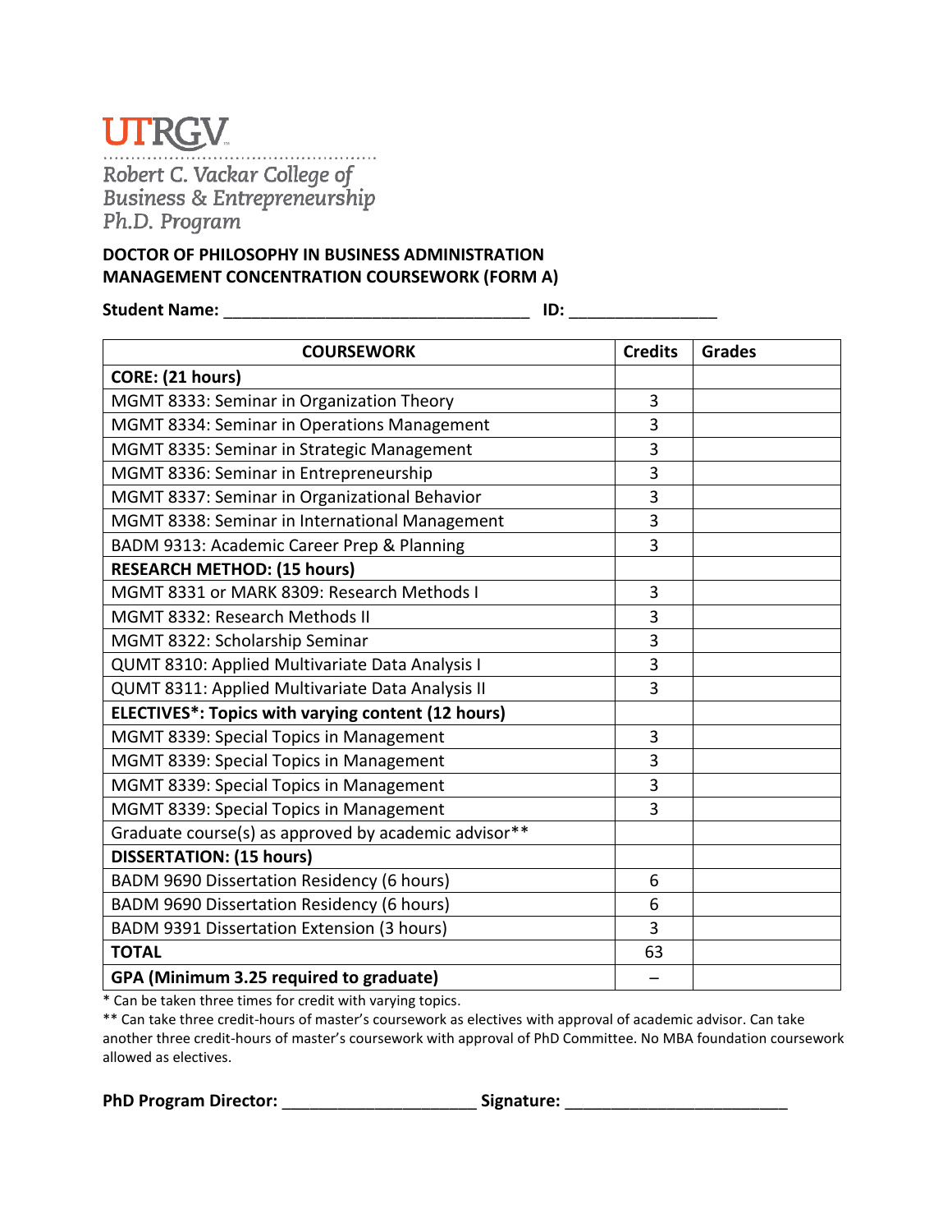UTRGV

*Robert C. Vackar College of Business & Entrepreneurship Ph.D. Program*

**DOCTOR OF PHILOSOPHY IN BUSINESS ADMINISTRATION**
**MANAGEMENT CONCENTRATION COURSEWORK (FORM A)**

**Student Name:** _________________________________ **ID:** _______________

| COURSEWORK | Credits | Grades |
|---|---|---|
| **CORE: (21 hours)** | | |
| MGMT 8333: Seminar in Organization Theory | 3 | |
| MGMT 8334: Seminar in Operations Management | 3 | |
| MGMT 8335: Seminar in Strategic Management | 3 | |
| MGMT 8336: Seminar in Entrepreneurship | 3 | |
| MGMT 8337: Seminar in Organizational Behavior | 3 | |
| MGMT 8338: Seminar in International Management | 3 | |
| BADM 9313: Academic Career Prep & Planning | 3 | |
| **RESEARCH METHOD: (15 hours)** | | |
| MGMT 8331 or MARK 8309: Research Methods I | 3 | |
| MGMT 8332: Research Methods II | 3 | |
| MGMT 8322: Scholarship Seminar | 3 | |
| QUMT 8310: Applied Multivariate Data Analysis I | 3 | |
| QUMT 8311: Applied Multivariate Data Analysis II | 3 | |
| **ELECTIVES*: Topics with varying content (12 hours)** | | |
| MGMT 8339: Special Topics in Management | 3 | |
| MGMT 8339: Special Topics in Management | 3 | |
| MGMT 8339: Special Topics in Management | 3 | |
| MGMT 8339: Special Topics in Management | 3 | |
| Graduate course(s) as approved by academic advisor** | | |
| **DISSERTATION: (15 hours)** | | |
| BADM 9690 Dissertation Residency (6 hours) | 6 | |
| BADM 9690 Dissertation Residency (6 hours) | 6 | |
| BADM 9391 Dissertation Extension (3 hours) | 3 | |
| **TOTAL** | 63 | |
| **GPA (Minimum 3.25 required to graduate)** | – | |

* Can be taken three times for credit with varying topics.

** Can take three credit-hours of master's coursework as electives with approval of academic advisor. Can take another three credit-hours of master's coursework with approval of PhD Committee. No MBA foundation coursework allowed as electives.

**PhD Program Director:** _____________________ **Signature:** ________________________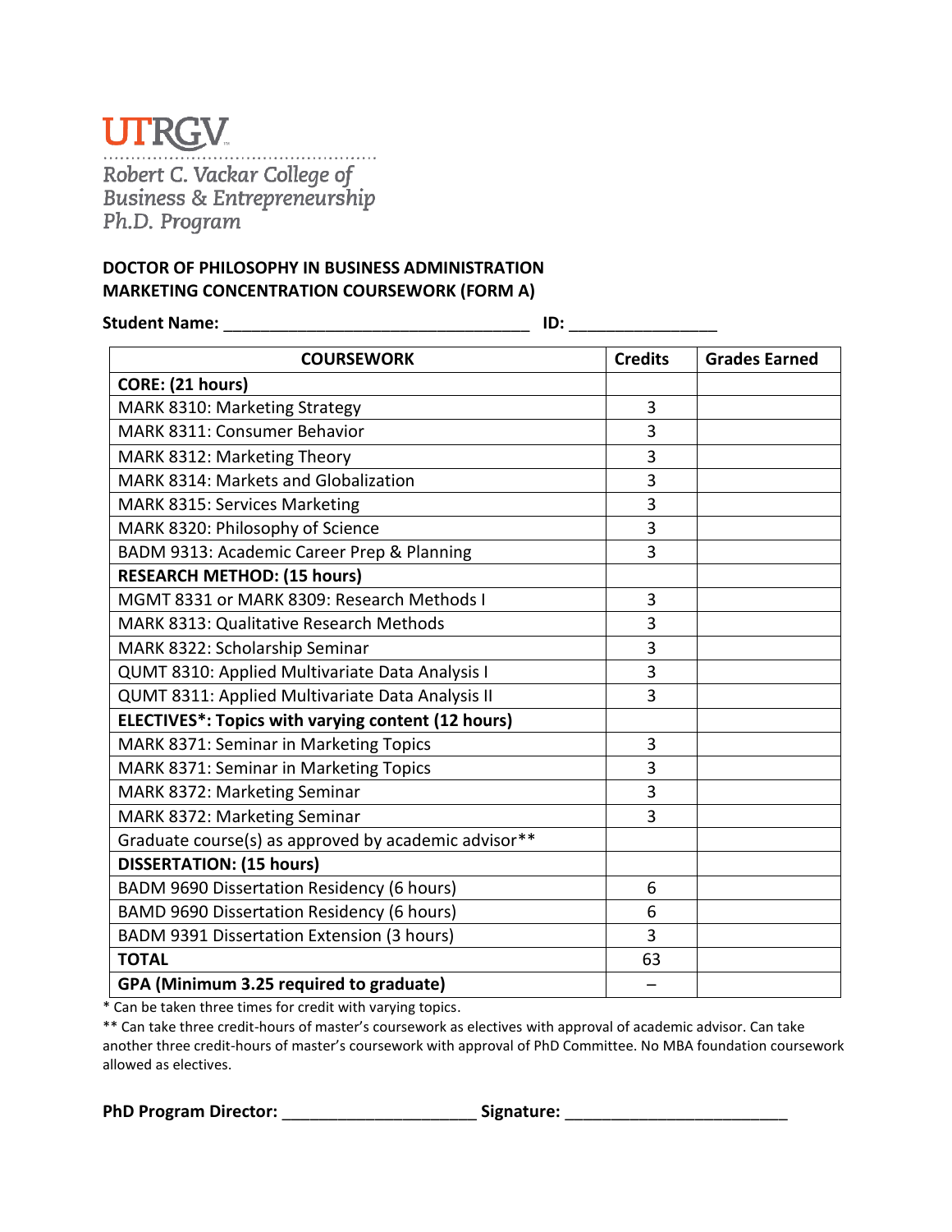UTRGV

*Robert C. Vackar College of Business & Entrepreneurship Ph.D. Program*

**DOCTOR OF PHILOSOPHY IN BUSINESS ADMINISTRATION**
**MARKETING CONCENTRATION COURSEWORK (FORM A)**

**Student Name:** _________________________________ **ID:** ________________

| COURSEWORK | Credits | Grades Earned |
|---|---|---|
| **CORE: (21 hours)** | | |
| MARK 8310: Marketing Strategy | 3 | |
| MARK 8311: Consumer Behavior | 3 | |
| MARK 8312: Marketing Theory | 3 | |
| MARK 8314: Markets and Globalization | 3 | |
| MARK 8315: Services Marketing | 3 | |
| MARK 8320: Philosophy of Science | 3 | |
| BADM 9313: Academic Career Prep & Planning | 3 | |
| **RESEARCH METHOD: (15 hours)** | | |
| MGMT 8331 or MARK 8309: Research Methods I | 3 | |
| MARK 8313: Qualitative Research Methods | 3 | |
| MARK 8322: Scholarship Seminar | 3 | |
| QUMT 8310: Applied Multivariate Data Analysis I | 3 | |
| QUMT 8311: Applied Multivariate Data Analysis II | 3 | |
| **ELECTIVES*: Topics with varying content (12 hours)** | | |
| MARK 8371: Seminar in Marketing Topics | 3 | |
| MARK 8371: Seminar in Marketing Topics | 3 | |
| MARK 8372: Marketing Seminar | 3 | |
| MARK 8372: Marketing Seminar | 3 | |
| Graduate course(s) as approved by academic advisor** | | |
| **DISSERTATION: (15 hours)** | | |
| BADM 9690 Dissertation Residency (6 hours) | 6 | |
| BAMD 9690 Dissertation Residency (6 hours) | 6 | |
| BADM 9391 Dissertation Extension (3 hours) | 3 | |
| **TOTAL** | 63 | |
| **GPA (Minimum 3.25 required to graduate)** | – | |

* Can be taken three times for credit with varying topics.

** Can take three credit-hours of master's coursework as electives with approval of academic advisor. Can take another three credit-hours of master's coursework with approval of PhD Committee. No MBA foundation coursework allowed as electives.

**PhD Program Director:** _____________________ **Signature:** ________________________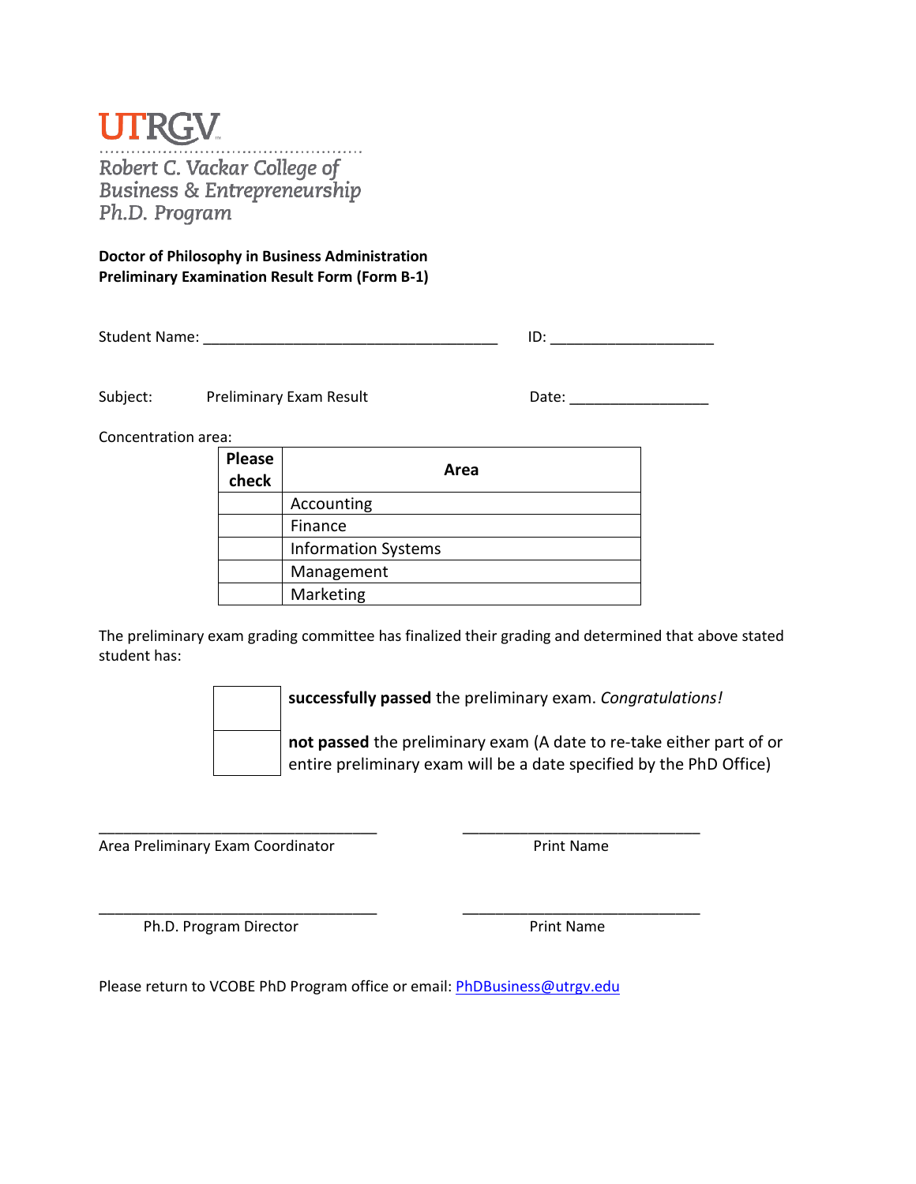**UTRGV**

*Robert C. Vackar College of Business & Entrepreneurship Ph.D. Program*

**Doctor of Philosophy in Business Administration**
**Preliminary Examination Result Form (Form B-1)**

Student Name: ____________________________________ ID: ____________________

Subject: Preliminary Exam Result Date: _________________

Concentration area:

| Please check | Area |
|---|---|
| | Accounting |
| | Finance |
| | Information Systems |
| | Management |
| | Marketing |

The preliminary exam grading committee has finalized their grading and determined that above stated student has:

| | |
|---|---|
| | **successfully passed** the preliminary exam. *Congratulations!* |
| | **not passed** the preliminary exam (A date to re-take either part of or entire preliminary exam will be a date specified by the PhD Office) |

__________________________________ ____________________________
Area Preliminary Exam Coordinator Print Name

__________________________________ ____________________________
Ph.D. Program Director Print Name

Please return to VCOBE PhD Program office or email: PhDBusiness@utrgv.edu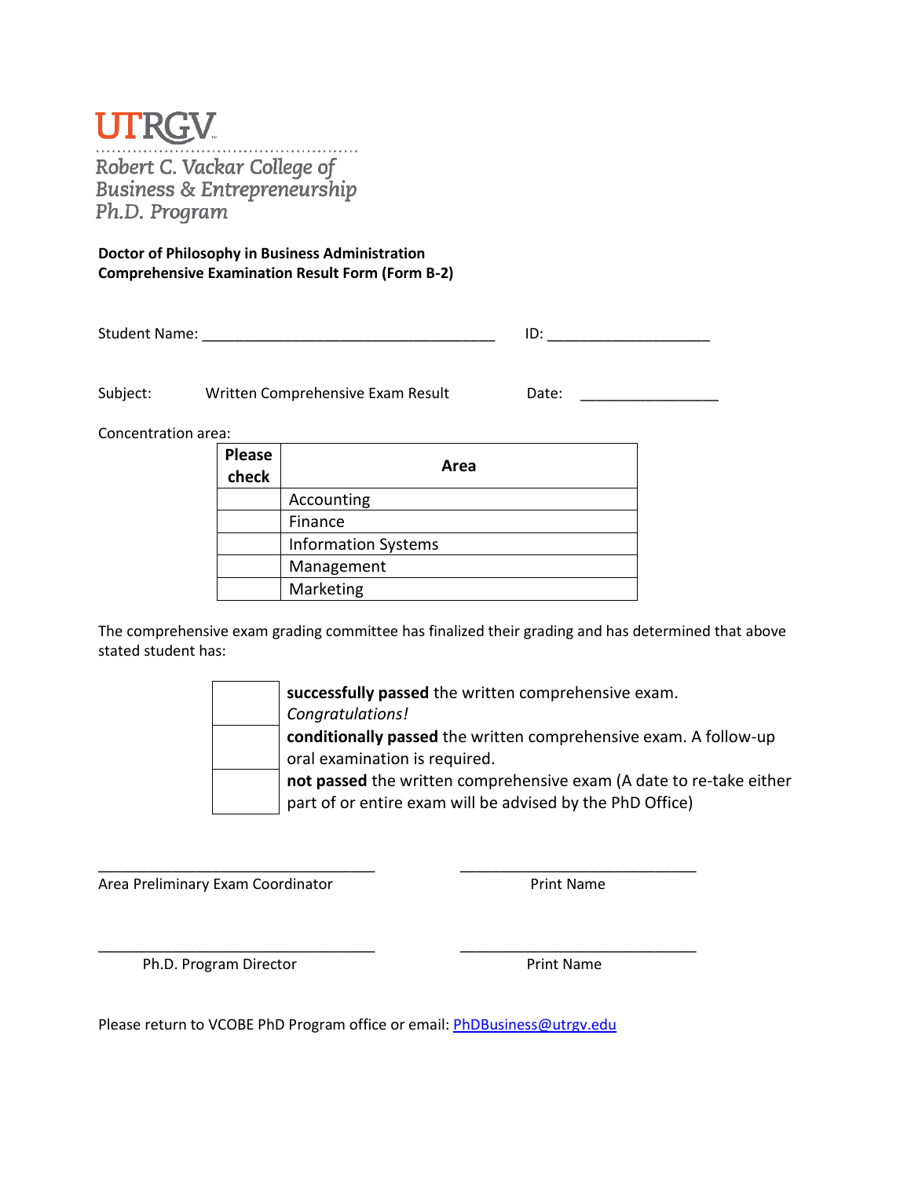UTRGV

Robert C. Vackar College of Business & Entrepreneurship Ph.D. Program

**Doctor of Philosophy in Business Administration**
**Comprehensive Examination Result Form (Form B-2)**

Student Name: ____________________________________ ID: ____________________

Subject: Written Comprehensive Exam Result Date: _________________

Concentration area:

| Please check | Area |
|---|---|
| | Accounting |
| | Finance |
| | Information Systems |
| | Management |
| | Marketing |

The comprehensive exam grading committee has finalized their grading and has determined that above stated student has:

| | |
|---|---|
| | **successfully passed** the written comprehensive exam. *Congratulations!* |
| | **conditionally passed** the written comprehensive exam. A follow-up oral examination is required. |
| | **not passed** the written comprehensive exam (A date to re-take either part of or entire exam will be advised by the PhD Office) |

__________________________________ __________________________________
Area Preliminary Exam Coordinator Print Name

__________________________________ __________________________________
Ph.D. Program Director Print Name

Please return to VCOBE PhD Program office or email: PhDBusiness@utrgv.edu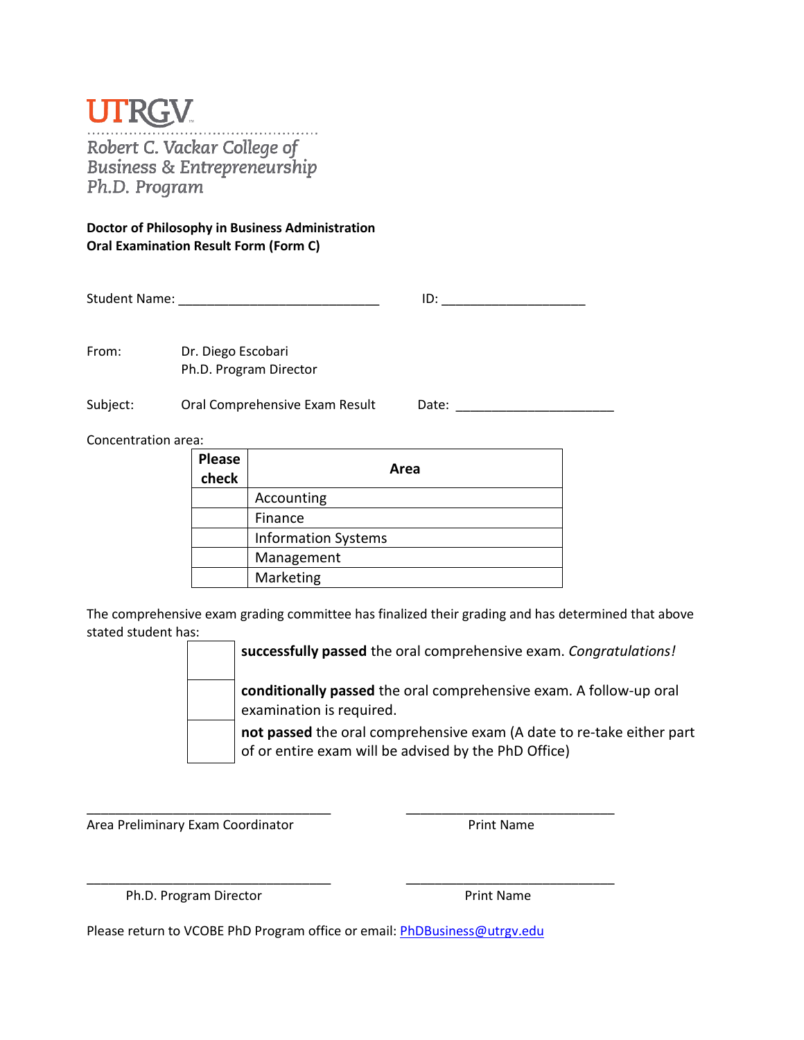UTRGV

*Robert C. Vackar College of Business & Entrepreneurship Ph.D. Program*

**Doctor of Philosophy in Business Administration**
**Oral Examination Result Form (Form C)**

Student Name: ____________________________ ID: ____________________

From: Dr. Diego Escobari
Ph.D. Program Director

Subject: Oral Comprehensive Exam Result Date: ______________________

Concentration area:

| Please check | Area |
|---|---|
| | Accounting |
| | Finance |
| | Information Systems |
| | Management |
| | Marketing |

The comprehensive exam grading committee has finalized their grading and has determined that above stated student has:

| | |
|---|---|
| | **successfully passed** the oral comprehensive exam. *Congratulations!* |
| | **conditionally passed** the oral comprehensive exam. A follow-up oral examination is required. |
| | **not passed** the oral comprehensive exam (A date to re-take either part of or entire exam will be advised by the PhD Office) |

__________________________________ ____________________________
Area Preliminary Exam Coordinator Print Name

__________________________________ ____________________________
Ph.D. Program Director Print Name

Please return to VCOBE PhD Program office or email: PhDBusiness@utrgv.edu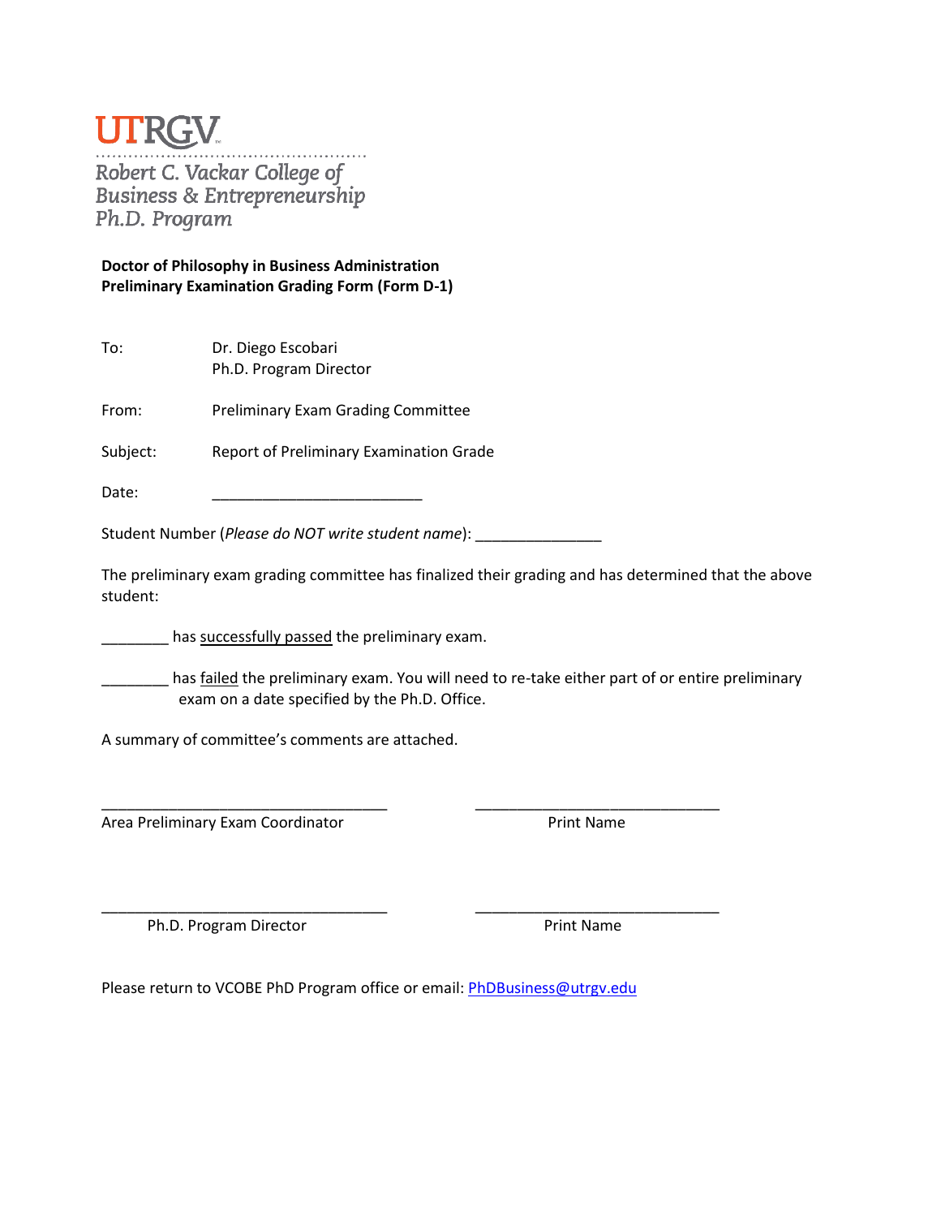UTRGV

Robert C. Vackar College of Business & Entrepreneurship
Ph.D. Program

**Doctor of Philosophy in Business Administration**
**Preliminary Examination Grading Form (Form D-1)**

To: Dr. Diego Escobari
Ph.D. Program Director

From: Preliminary Exam Grading Committee

Subject: Report of Preliminary Examination Grade

Date: ________________________

Student Number (*Please do NOT write student name*): ______________

The preliminary exam grading committee has finalized their grading and has determined that the above student:

________ has successfully passed the preliminary exam.

________ has failed the preliminary exam. You will need to re-take either part of or entire preliminary exam on a date specified by the Ph.D. Office.

A summary of committee's comments are attached.

________________________________ ____________________________
Area Preliminary Exam Coordinator Print Name

________________________________ ____________________________
Ph.D. Program Director Print Name

Please return to VCOBE PhD Program office or email: PhDBusiness@utrgv.edu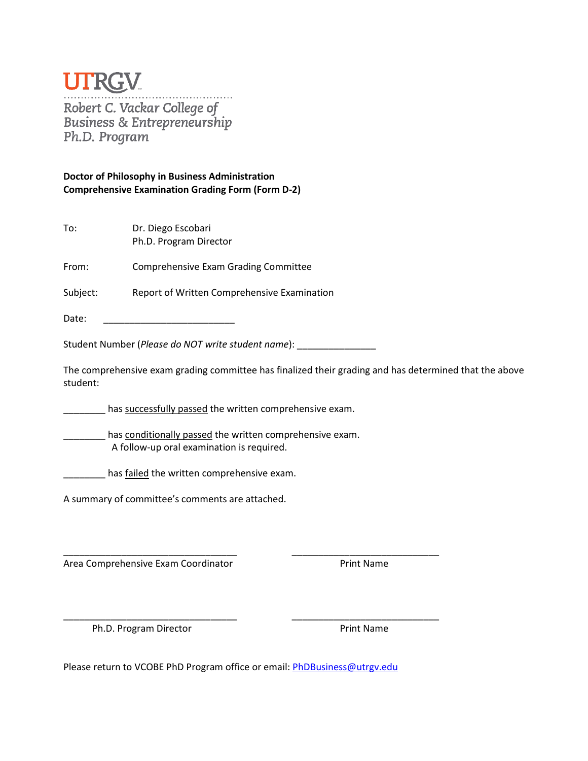UTRGV

Robert C. Vackar College of
Business & Entrepreneurship
Ph.D. Program

**Doctor of Philosophy in Business Administration**
**Comprehensive Examination Grading Form (Form D-2)**

To: Dr. Diego Escobari
Ph.D. Program Director

From: Comprehensive Exam Grading Committee

Subject: Report of Written Comprehensive Examination

Date: _________________________

Student Number (*Please do NOT write student name*): _______________

The comprehensive exam grading committee has finalized their grading and has determined that the above student:

________ has successfully passed the written comprehensive exam.

________ has conditionally passed the written comprehensive exam.
A follow-up oral examination is required.

________ has failed the written comprehensive exam.

A summary of committee's comments are attached.

_________________________________ _____________________________
Area Comprehensive Exam Coordinator Print Name

_________________________________ _____________________________
Ph.D. Program Director Print Name

Please return to VCOBE PhD Program office or email: PhDBusiness@utrgv.edu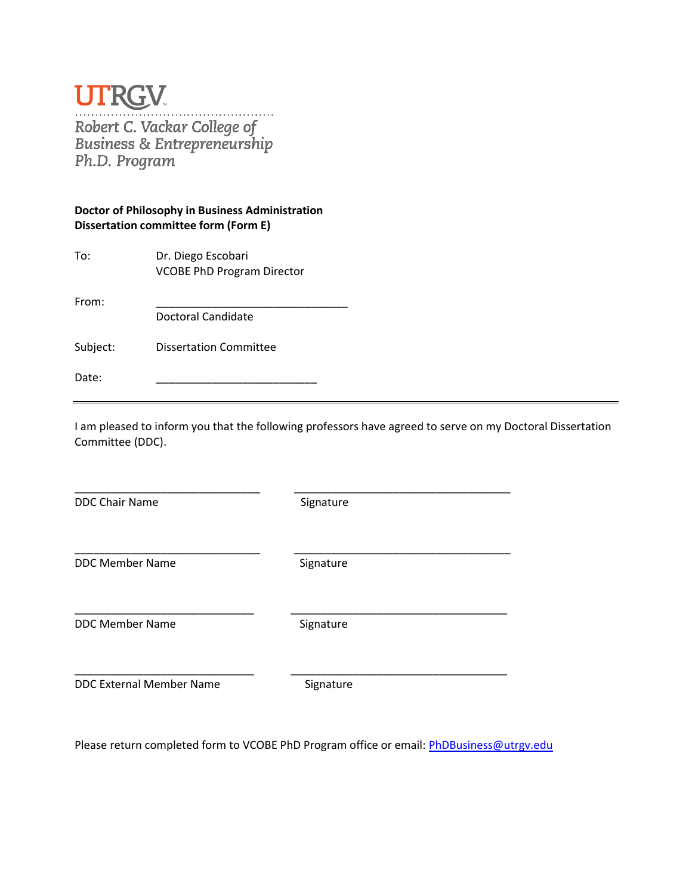UTRGV

*Robert C. Vackar College of Business & Entrepreneurship Ph.D. Program*

**Doctor of Philosophy in Business Administration**
**Dissertation committee form (Form E)**

To: Dr. Diego Escobari
VCOBE PhD Program Director

From: ______________________________
Doctoral Candidate

Subject: Dissertation Committee

Date: _________________________

---

I am pleased to inform you that the following professors have agreed to serve on my Doctoral Dissertation Committee (DDC).

| | |
|---|---|
| ______________________________ | __________________________________ |
| DDC Chair Name | Signature |
| ______________________________ | __________________________________ |
| DDC Member Name | Signature |
| ______________________________ | __________________________________ |
| DDC Member Name | Signature |
| ______________________________ | __________________________________ |
| DDC External Member Name | Signature |

Please return completed form to VCOBE PhD Program office or email: PhDBusiness@utrgv.edu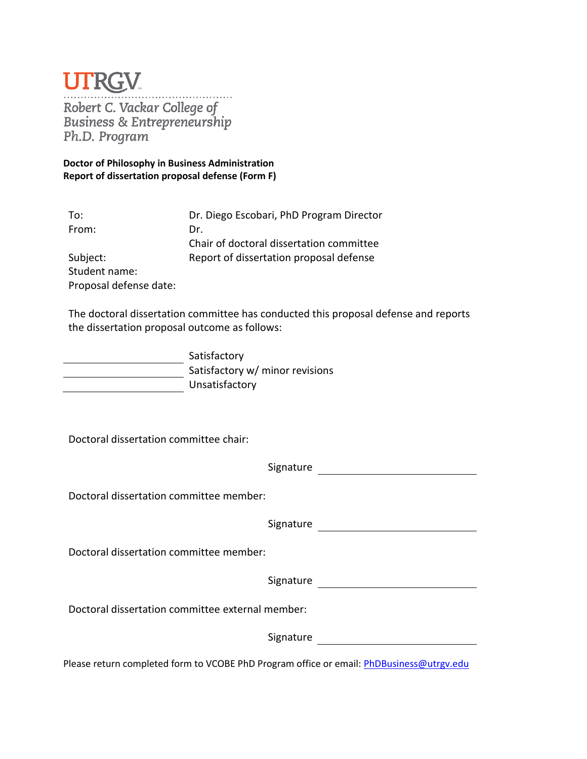**UTRGV**

*Robert C. Vackar College of Business & Entrepreneurship Ph.D. Program*

**Doctor of Philosophy in Business Administration**
**Report of dissertation proposal defense (Form F)**

To: Dr. Diego Escobari, PhD Program Director

From: Dr.
Chair of doctoral dissertation committee

Subject: Report of dissertation proposal defense

Student name:

Proposal defense date:

The doctoral dissertation committee has conducted this proposal defense and reports the dissertation proposal outcome as follows:

\_\_\_\_\_\_\_\_\_\_\_\_\_\_\_\_\_\_\_\_ Satisfactory

\_\_\_\_\_\_\_\_\_\_\_\_\_\_\_\_\_\_\_\_ Satisfactory w/ minor revisions

\_\_\_\_\_\_\_\_\_\_\_\_\_\_\_\_\_\_\_\_ Unsatisfactory

Doctoral dissertation committee chair:

Signature \_\_\_\_\_\_\_\_\_\_\_\_\_\_\_\_\_\_\_\_\_\_\_\_\_\_

Doctoral dissertation committee member:

Signature \_\_\_\_\_\_\_\_\_\_\_\_\_\_\_\_\_\_\_\_\_\_\_\_\_\_

Doctoral dissertation committee member:

Signature \_\_\_\_\_\_\_\_\_\_\_\_\_\_\_\_\_\_\_\_\_\_\_\_\_\_

Doctoral dissertation committee external member:

Signature \_\_\_\_\_\_\_\_\_\_\_\_\_\_\_\_\_\_\_\_\_\_\_\_\_\_

Please return completed form to VCOBE PhD Program office or email: PhDBusiness@utrgv.edu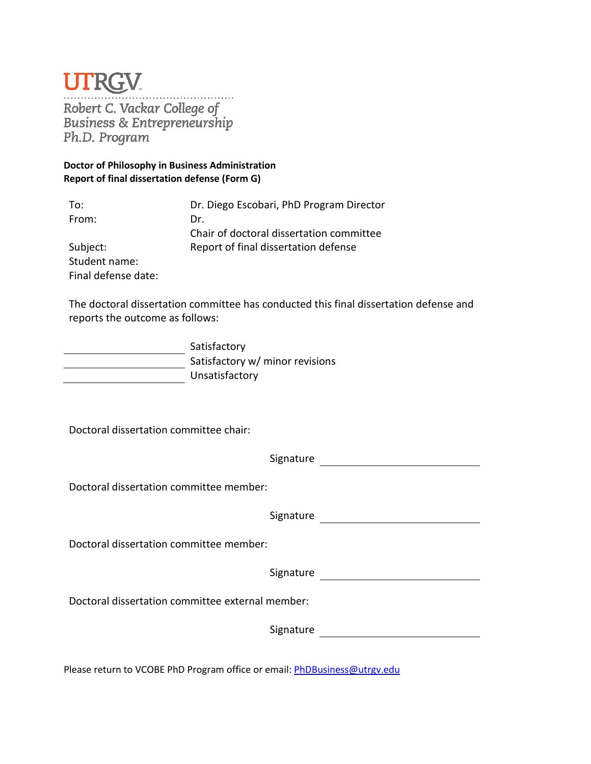UTRGV

*Robert C. Vackar College of Business & Entrepreneurship Ph.D. Program*

**Doctor of Philosophy in Business Administration**
**Report of final dissertation defense (Form G)**

| | |
|---|---|
| To: | Dr. Diego Escobari, PhD Program Director |
| From: | Dr. |
| | Chair of doctoral dissertation committee |
| Subject: | Report of final dissertation defense |
| Student name: | |
| Final defense date: | |

The doctoral dissertation committee has conducted this final dissertation defense and reports the outcome as follows:

\_\_\_\_\_\_\_\_\_\_\_\_\_\_\_\_\_\_\_\_ Satisfactory
\_\_\_\_\_\_\_\_\_\_\_\_\_\_\_\_\_\_\_\_ Satisfactory w/ minor revisions
\_\_\_\_\_\_\_\_\_\_\_\_\_\_\_\_\_\_\_\_ Unsatisfactory

Doctoral dissertation committee chair:

Signature \_\_\_\_\_\_\_\_\_\_\_\_\_\_\_\_\_\_\_\_\_\_\_\_\_\_

Doctoral dissertation committee member:

Signature \_\_\_\_\_\_\_\_\_\_\_\_\_\_\_\_\_\_\_\_\_\_\_\_\_\_

Doctoral dissertation committee member:

Signature \_\_\_\_\_\_\_\_\_\_\_\_\_\_\_\_\_\_\_\_\_\_\_\_\_\_

Doctoral dissertation committee external member:

Signature \_\_\_\_\_\_\_\_\_\_\_\_\_\_\_\_\_\_\_\_\_\_\_\_\_\_

Please return to VCOBE PhD Program office or email: PhDBusiness@utrgv.edu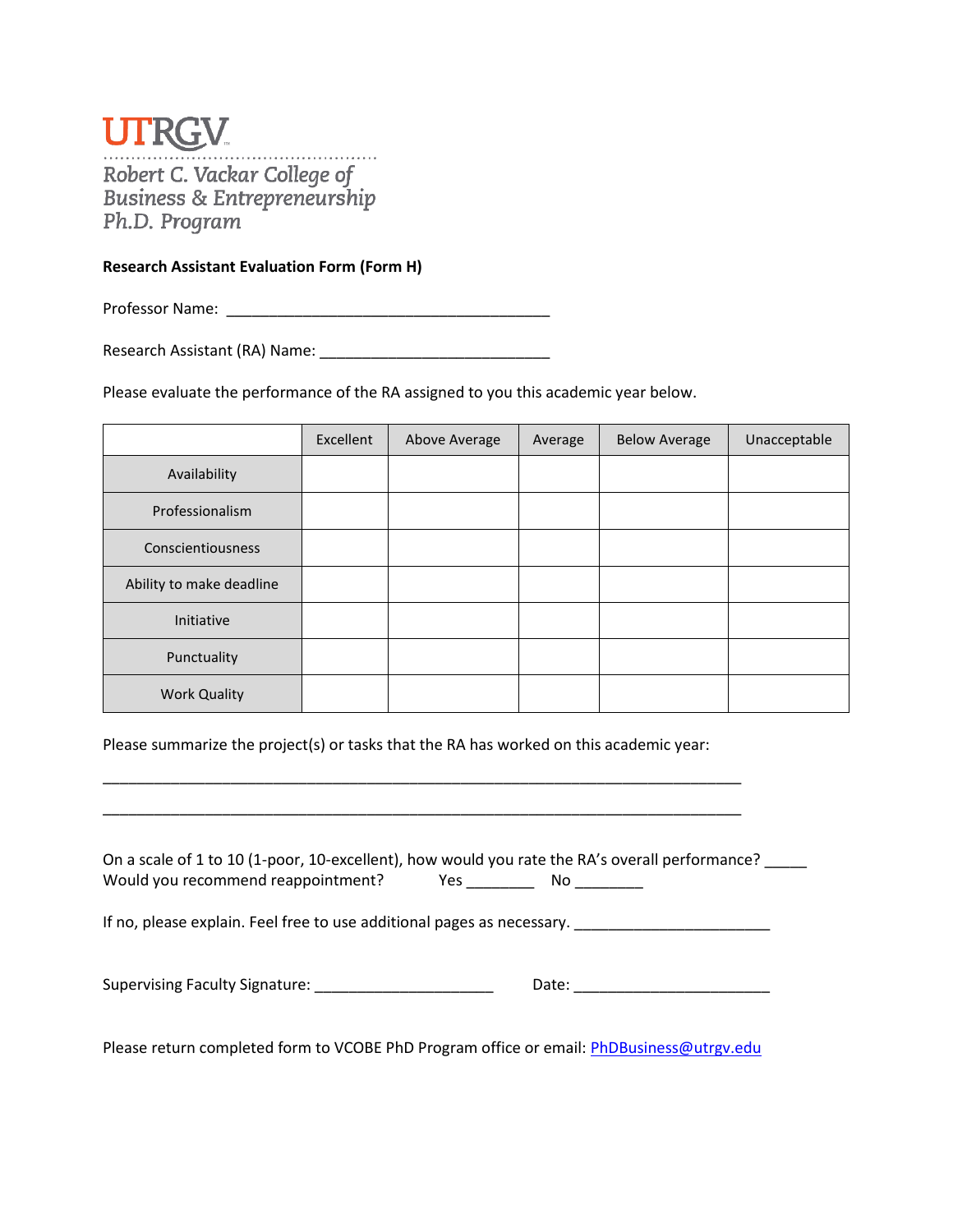UTRGV

Robert C. Vackar College of Business & Entrepreneurship Ph.D. Program

**Research Assistant Evaluation Form (Form H)**

Professor Name: ______________________________________

Research Assistant (RA) Name: ___________________________

Please evaluate the performance of the RA assigned to you this academic year below.

| | Excellent | Above Average | Average | Below Average | Unacceptable |
|---|---|---|---|---|---|
| Availability | | | | | |
| Professionalism | | | | | |
| Conscientiousness | | | | | |
| Ability to make deadline | | | | | |
| Initiative | | | | | |
| Punctuality | | | | | |
| Work Quality | | | | | |

Please summarize the project(s) or tasks that the RA has worked on this academic year:

___________________________________________________________________________

___________________________________________________________________________

On a scale of 1 to 10 (1-poor, 10-excellent), how would you rate the RA's overall performance? _____

Would you recommend reappointment? Yes ________ No ________

If no, please explain. Feel free to use additional pages as necessary. _______________________

Supervising Faculty Signature: _____________________ Date: _______________________

Please return completed form to VCOBE PhD Program office or email: PhDBusiness@utrgv.edu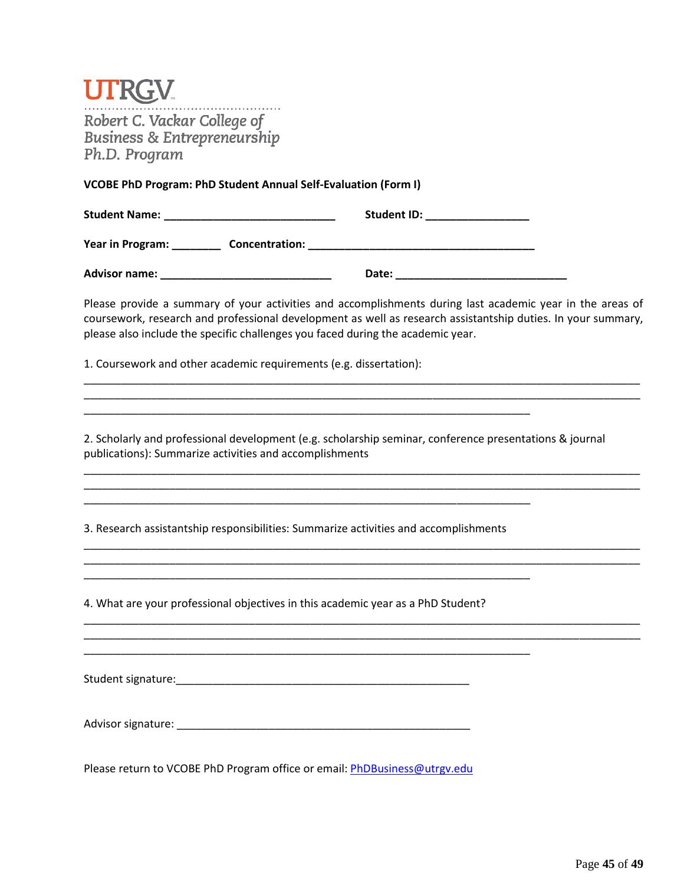UTRGV

*Robert C. Vackar College of Business & Entrepreneurship Ph.D. Program*

**VCOBE PhD Program: PhD Student Annual Self-Evaluation (Form I)**

**Student Name:** ____________________________ **Student ID:** _________________

**Year in Program:** ________ **Concentration:** _____________________________________

**Advisor name:** ____________________________ **Date:** ____________________________

Please provide a summary of your activities and accomplishments during last academic year in the areas of coursework, research and professional development as well as research assistantship duties. In your summary, please also include the specific challenges you faced during the academic year.

1. Coursework and other academic requirements (e.g. dissertation):

______________________________________________________________________________________
______________________________________________________________________________________
__________________________________________________________________________

2. Scholarly and professional development (e.g. scholarship seminar, conference presentations & journal publications): Summarize activities and accomplishments

______________________________________________________________________________________
______________________________________________________________________________________
__________________________________________________________________________

3. Research assistantship responsibilities: Summarize activities and accomplishments

______________________________________________________________________________________
______________________________________________________________________________________
__________________________________________________________________________

4. What are your professional objectives in this academic year as a PhD Student?

______________________________________________________________________________________
______________________________________________________________________________________
__________________________________________________________________________

Student signature:_________________________________________________

Advisor signature: _________________________________________________

Please return to VCOBE PhD Program office or email: [PhDBusiness@utrgv.edu](mailto:PhDBusiness@utrgv.edu)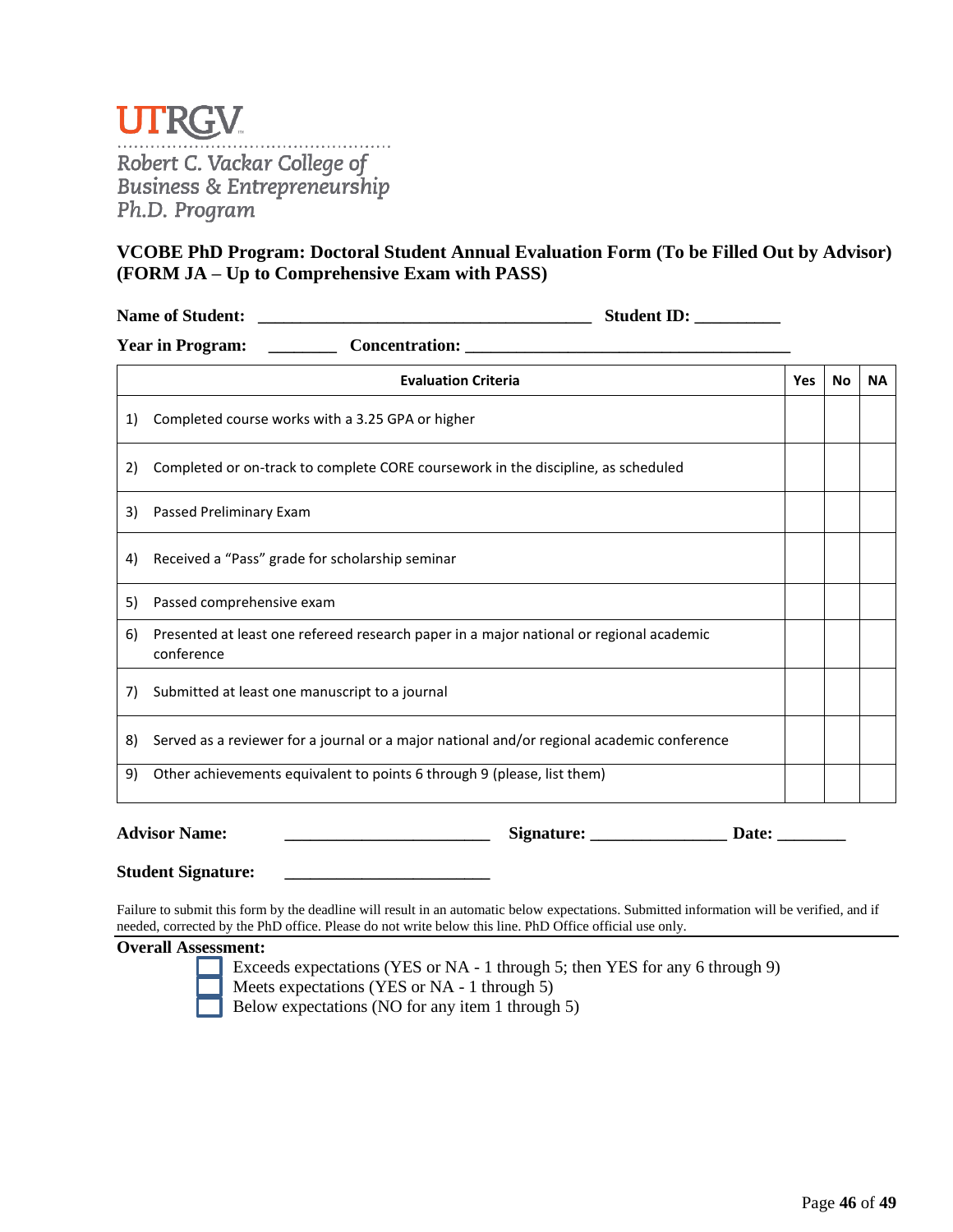**UTRGV**

*Robert C. Vackar College of Business & Entrepreneurship Ph.D. Program*

## VCOBE PhD Program: Doctoral Student Annual Evaluation Form (To be Filled Out by Advisor) (FORM JA – Up to Comprehensive Exam with PASS)

**Name of Student:** ________________________________________ **Student ID:** __________

**Year in Program:** ________ **Concentration:** ______________________________________

| Evaluation Criteria | Yes | No | NA |
|---|---|---|---|
| 1) Completed course works with a 3.25 GPA or higher | | | |
| 2) Completed or on-track to complete CORE coursework in the discipline, as scheduled | | | |
| 3) Passed Preliminary Exam | | | |
| 4) Received a "Pass" grade for scholarship seminar | | | |
| 5) Passed comprehensive exam | | | |
| 6) Presented at least one refereed research paper in a major national or regional academic conference | | | |
| 7) Submitted at least one manuscript to a journal | | | |
| 8) Served as a reviewer for a journal or a major national and/or regional academic conference | | | |
| 9) Other achievements equivalent to points 6 through 9 (please, list them) | | | |

**Advisor Name:** ________________________ **Signature:** ________________ **Date:** ________

**Student Signature:** ________________________

Failure to submit this form by the deadline will result in an automatic below expectations. Submitted information will be verified, and if needed, corrected by the PhD office. Please do not write below this line. PhD Office official use only.

---

**Overall Assessment:**

- ☐ Exceeds expectations (YES or NA - 1 through 5; then YES for any 6 through 9)
- ☐ Meets expectations (YES or NA - 1 through 5)
- ☐ Below expectations (NO for any item 1 through 5)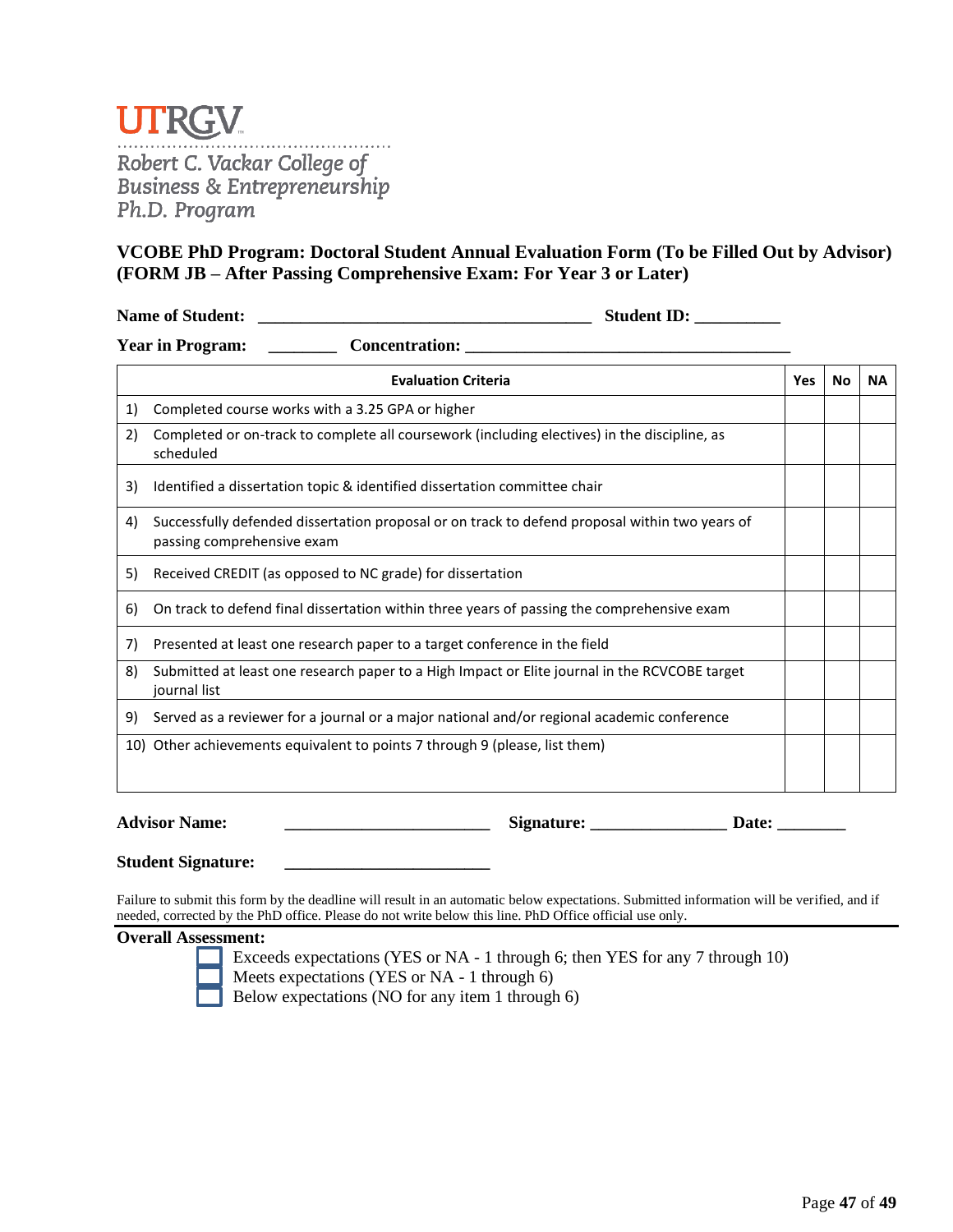**UTRGV**

*Robert C. Vackar College of Business & Entrepreneurship Ph.D. Program*

**VCOBE PhD Program: Doctoral Student Annual Evaluation Form (To be Filled Out by Advisor) (FORM JB – After Passing Comprehensive Exam: For Year 3 or Later)**

**Name of Student:** ______________________________________ **Student ID:** _________

**Year in Program:** _______ **Concentration:** _____________________________________

| Evaluation Criteria | Yes | No | NA |
|---|---|---|---|
| 1) Completed course works with a 3.25 GPA or higher | | | |
| 2) Completed or on-track to complete all coursework (including electives) in the discipline, as scheduled | | | |
| 3) Identified a dissertation topic & identified dissertation committee chair | | | |
| 4) Successfully defended dissertation proposal or on track to defend proposal within two years of passing comprehensive exam | | | |
| 5) Received CREDIT (as opposed to NC grade) for dissertation | | | |
| 6) On track to defend final dissertation within three years of passing the comprehensive exam | | | |
| 7) Presented at least one research paper to a target conference in the field | | | |
| 8) Submitted at least one research paper to a High Impact or Elite journal in the RCVCOBE target journal list | | | |
| 9) Served as a reviewer for a journal or a major national and/or regional academic conference | | | |
| 10) Other achievements equivalent to points 7 through 9 (please, list them) | | | |

**Advisor Name:** _______________________ **Signature:** _______________ **Date:** ________

**Student Signature:** _______________________

Failure to submit this form by the deadline will result in an automatic below expectations. Submitted information will be verified, and if needed, corrected by the PhD office. Please do not write below this line. PhD Office official use only.

**Overall Assessment:**

- ☐ Exceeds expectations (YES or NA - 1 through 6; then YES for any 7 through 10)
- ☐ Meets expectations (YES or NA - 1 through 6)
- ☐ Below expectations (NO for any item 1 through 6)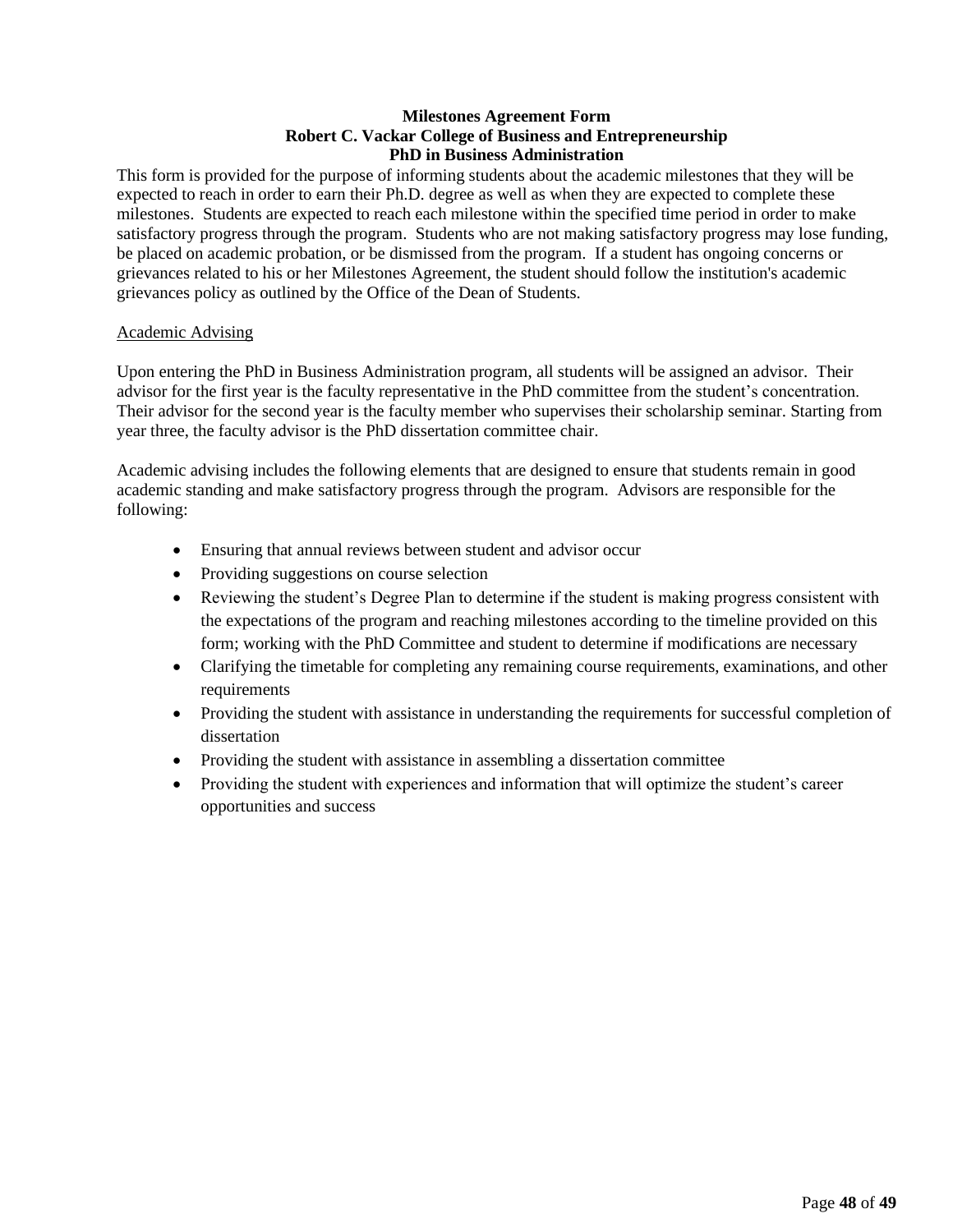# Milestones Agreement Form
## Robert C. Vackar College of Business and Entrepreneurship
## PhD in Business Administration

This form is provided for the purpose of informing students about the academic milestones that they will be expected to reach in order to earn their Ph.D. degree as well as when they are expected to complete these milestones. Students are expected to reach each milestone within the specified time period in order to make satisfactory progress through the program. Students who are not making satisfactory progress may lose funding, be placed on academic probation, or be dismissed from the program. If a student has ongoing concerns or grievances related to his or her Milestones Agreement, the student should follow the institution's academic grievances policy as outlined by the Office of the Dean of Students.

<u>Academic Advising</u>

Upon entering the PhD in Business Administration program, all students will be assigned an advisor. Their advisor for the first year is the faculty representative in the PhD committee from the student's concentration. Their advisor for the second year is the faculty member who supervises their scholarship seminar. Starting from year three, the faculty advisor is the PhD dissertation committee chair.

Academic advising includes the following elements that are designed to ensure that students remain in good academic standing and make satisfactory progress through the program. Advisors are responsible for the following:

- Ensuring that annual reviews between student and advisor occur
- Providing suggestions on course selection
- Reviewing the student's Degree Plan to determine if the student is making progress consistent with the expectations of the program and reaching milestones according to the timeline provided on this form; working with the PhD Committee and student to determine if modifications are necessary
- Clarifying the timetable for completing any remaining course requirements, examinations, and other requirements
- Providing the student with assistance in understanding the requirements for successful completion of dissertation
- Providing the student with assistance in assembling a dissertation committee
- Providing the student with experiences and information that will optimize the student's career opportunities and success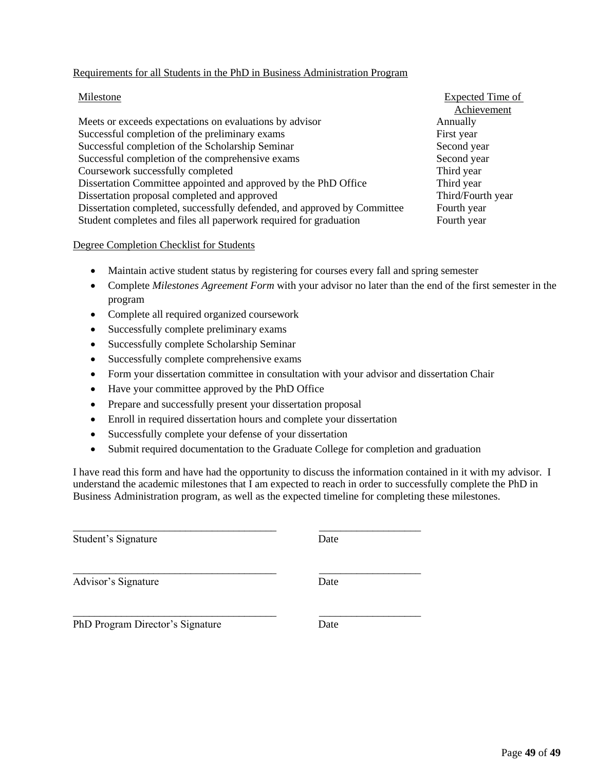Requirements for all Students in the PhD in Business Administration Program

| Milestone | Expected Time of Achievement |
|---|---|
| Meets or exceeds expectations on evaluations by advisor | Annually |
| Successful completion of the preliminary exams | First year |
| Successful completion of the Scholarship Seminar | Second year |
| Successful completion of the comprehensive exams | Second year |
| Coursework successfully completed | Third year |
| Dissertation Committee appointed and approved by the PhD Office | Third year |
| Dissertation proposal completed and approved | Third/Fourth year |
| Dissertation completed, successfully defended, and approved by Committee | Fourth year |
| Student completes and files all paperwork required for graduation | Fourth year |

Degree Completion Checklist for Students

- Maintain active student status by registering for courses every fall and spring semester
- Complete *Milestones Agreement Form* with your advisor no later than the end of the first semester in the program
- Complete all required organized coursework
- Successfully complete preliminary exams
- Successfully complete Scholarship Seminar
- Successfully complete comprehensive exams
- Form your dissertation committee in consultation with your advisor and dissertation Chair
- Have your committee approved by the PhD Office
- Prepare and successfully present your dissertation proposal
- Enroll in required dissertation hours and complete your dissertation
- Successfully complete your defense of your dissertation
- Submit required documentation to the Graduate College for completion and graduation

I have read this form and have had the opportunity to discuss the information contained in it with my advisor. I understand the academic milestones that I am expected to reach in order to successfully complete the PhD in Business Administration program, as well as the expected timeline for completing these milestones.

______________________________________ __________________
Student's Signature Date

______________________________________ __________________
Advisor's Signature Date

______________________________________ __________________
PhD Program Director's Signature Date